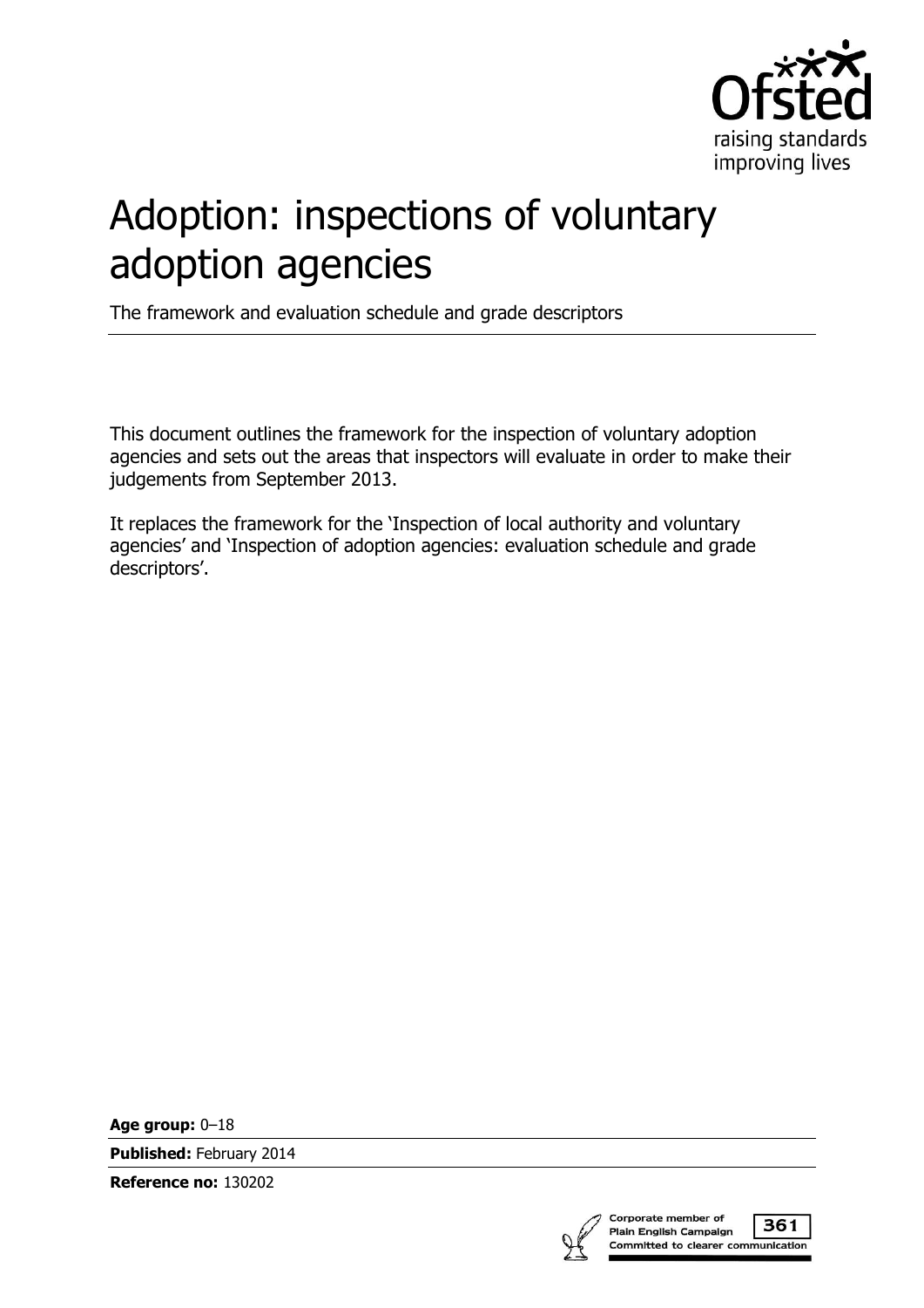# Adoption: inspections of voluntary adoption agencies

The framework and evaluation schedule and grade descriptors

This document outlines the framework for the inspection of voluntary adoption agencies and sets out the areas that inspectors will evaluate in order to make their judgements from September 2013.

It replaces the framework for the 'Inspection of local authority and voluntary agencies' and 'Inspection of adoption agencies: evaluation schedule and grade descriptors'.

**Age group:** 0–18

**Published:** February 2014

**Reference no:** 130202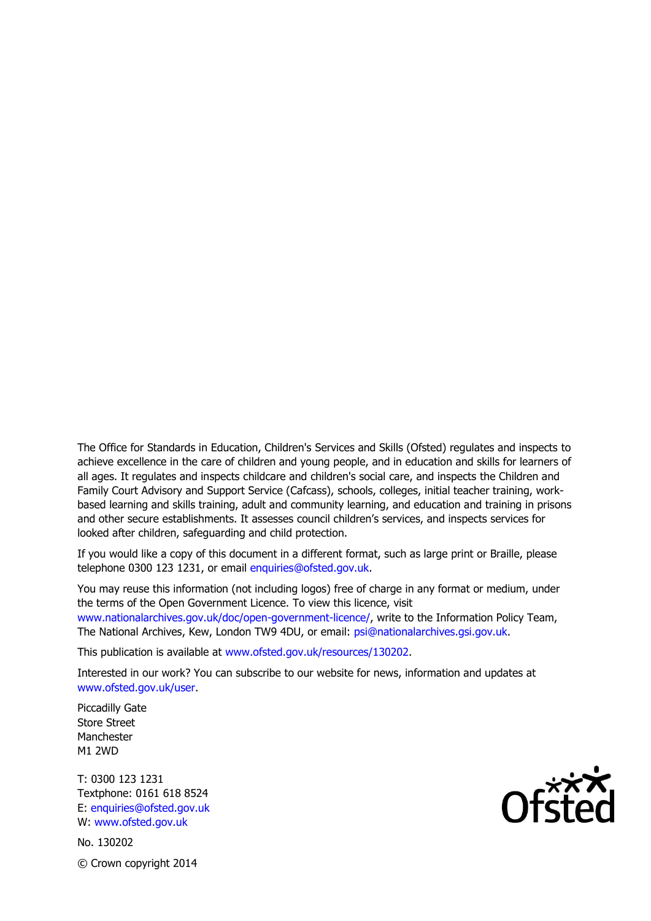The Office for Standards in Education, Children's Services and Skills (Ofsted) regulates and inspects to achieve excellence in the care of children and young people, and in education and skills for learners of all ages. It regulates and inspects childcare and children's social care, and inspects the Children and Family Court Advisory and Support Service (Cafcass), schools, colleges, initial teacher training, work-based learning and skills training, adult and community learning, and education and training in prisons and other secure establishments. It assesses council children's services, and inspects services for looked after children, safeguarding and child protection.

If you would like a copy of this document in a different format, such as large print or Braille, please telephone 0300 123 1231, or email enquiries@ofsted.gov.uk.

You may reuse this information (not including logos) free of charge in any format or medium, under the terms of the Open Government Licence. To view this licence, visit www.nationalarchives.gov.uk/doc/open-government-licence/, write to the Information Policy Team, The National Archives, Kew, London TW9 4DU, or email: psi@nationalarchives.gsi.gov.uk.

This publication is available at www.ofsted.gov.uk/resources/130202.

Interested in our work? You can subscribe to our website for news, information and updates at www.ofsted.gov.uk/user.

Piccadilly Gate
Store Street
Manchester
M1 2WD

T: 0300 123 1231
Textphone: 0161 618 8524
E: enquiries@ofsted.gov.uk
W: www.ofsted.gov.uk

No. 130202

© Crown copyright 2014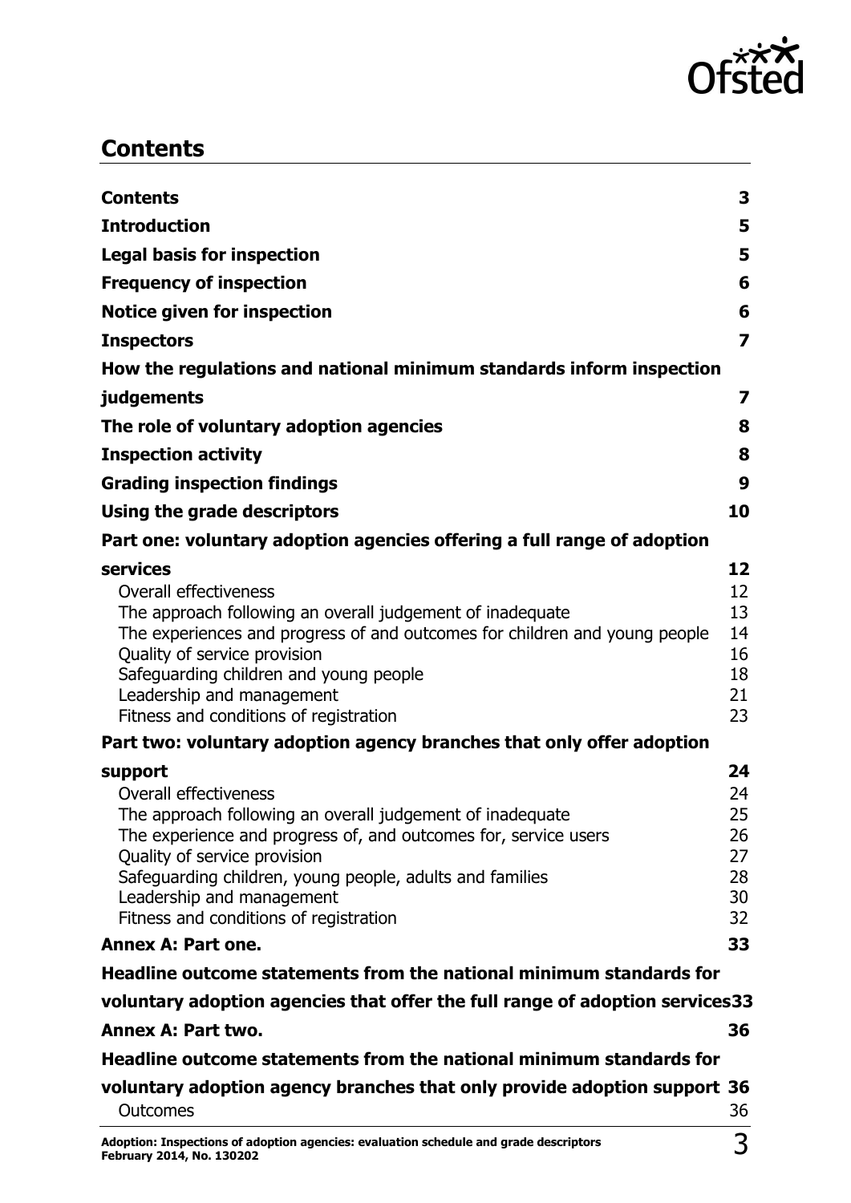## Contents

| | |
|---|---|
| **Contents** | **3** |
| **Introduction** | **5** |
| **Legal basis for inspection** | **5** |
| **Frequency of inspection** | **6** |
| **Notice given for inspection** | **6** |
| **Inspectors** | **7** |
| **How the regulations and national minimum standards inform inspection judgements** | **7** |
| **The role of voluntary adoption agencies** | **8** |
| **Inspection activity** | **8** |
| **Grading inspection findings** | **9** |
| **Using the grade descriptors** | **10** |
| **Part one: voluntary adoption agencies offering a full range of adoption services** | **12** |
| Overall effectiveness | 12 |
| The approach following an overall judgement of inadequate | 13 |
| The experiences and progress of and outcomes for children and young people | 14 |
| Quality of service provision | 16 |
| Safeguarding children and young people | 18 |
| Leadership and management | 21 |
| Fitness and conditions of registration | 23 |
| **Part two: voluntary adoption agency branches that only offer adoption support** | **24** |
| Overall effectiveness | 24 |
| The approach following an overall judgement of inadequate | 25 |
| The experience and progress of, and outcomes for, service users | 26 |
| Quality of service provision | 27 |
| Safeguarding children, young people, adults and families | 28 |
| Leadership and management | 30 |
| Fitness and conditions of registration | 32 |
| **Annex A: Part one.** | **33** |
| **Headline outcome statements from the national minimum standards for voluntary adoption agencies that offer the full range of adoption services** | **33** |
| **Annex A: Part two.** | **36** |
| **Headline outcome statements from the national minimum standards for voluntary adoption agency branches that only provide adoption support** | **36** |
| Outcomes | 36 |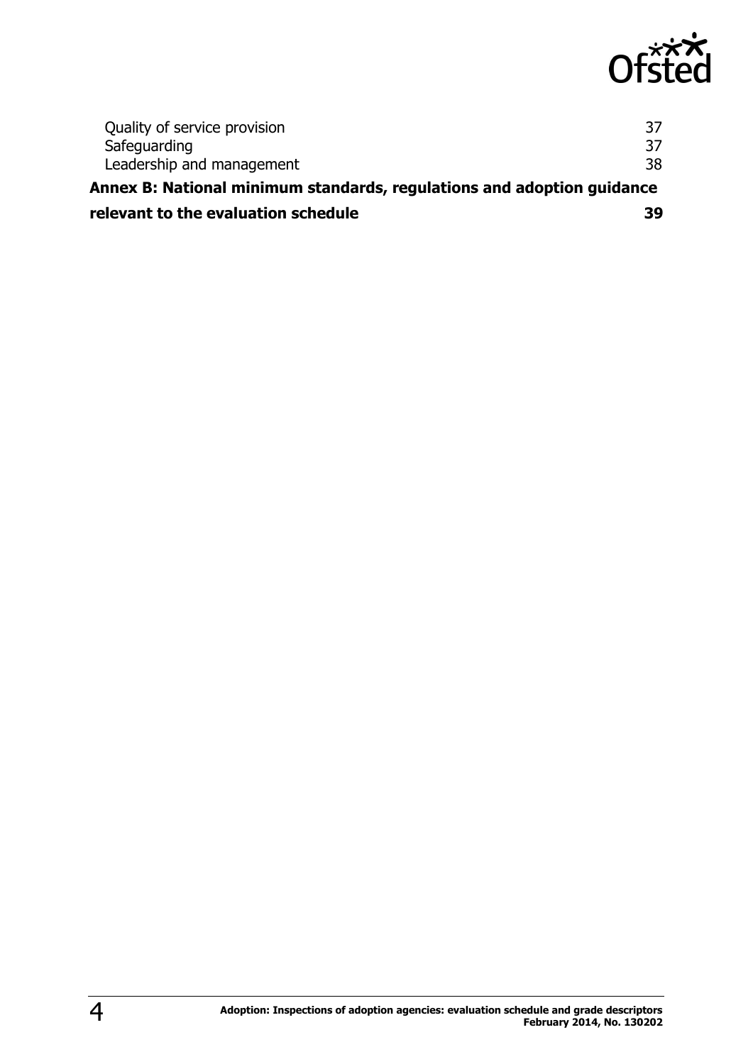Quality of service provision 37
Safeguarding 37
Leadership and management 38

**Annex B: National minimum standards, regulations and adoption guidance relevant to the evaluation schedule 39**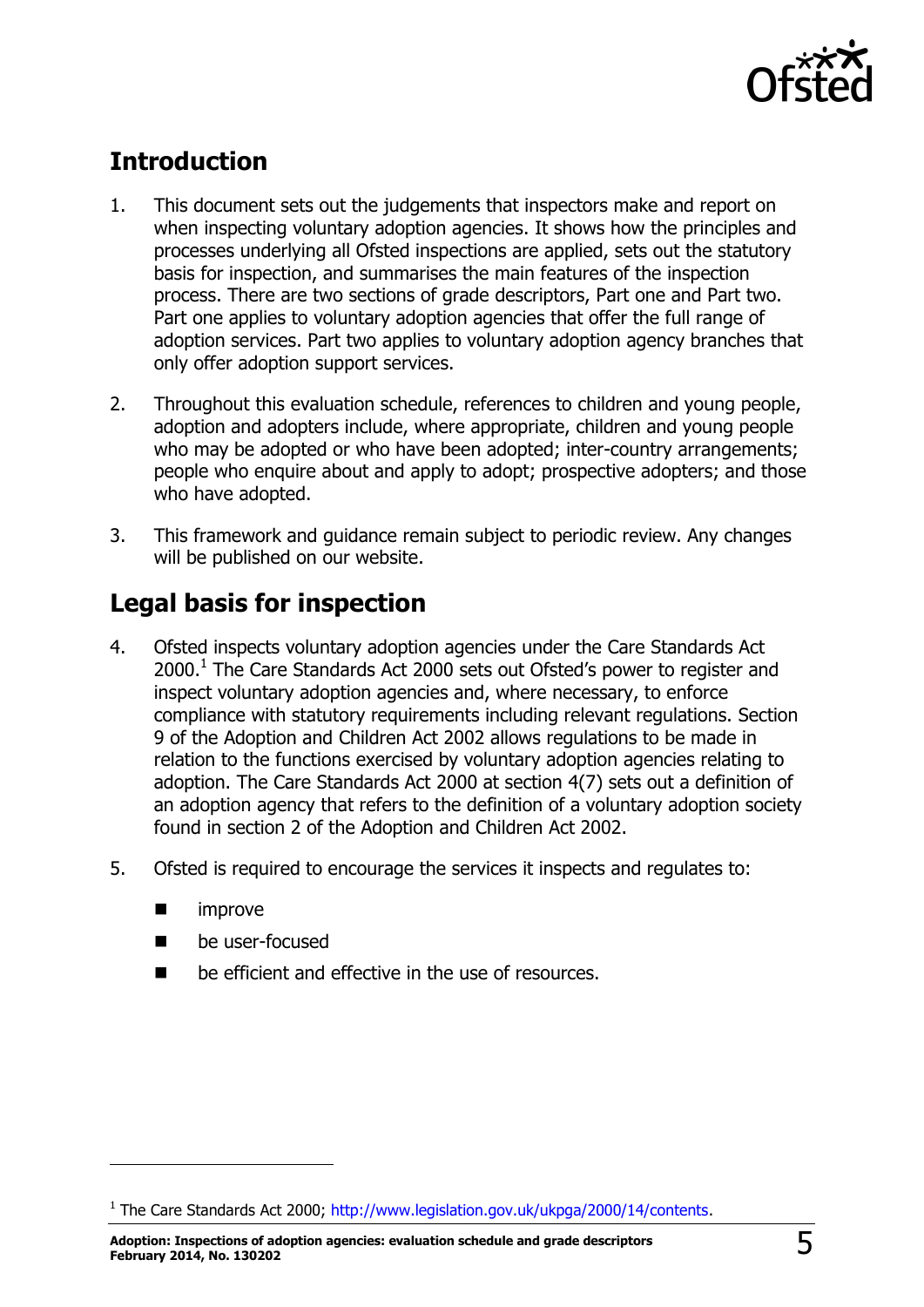## Introduction

1. This document sets out the judgements that inspectors make and report on when inspecting voluntary adoption agencies. It shows how the principles and processes underlying all Ofsted inspections are applied, sets out the statutory basis for inspection, and summarises the main features of the inspection process. There are two sections of grade descriptors, Part one and Part two. Part one applies to voluntary adoption agencies that offer the full range of adoption services. Part two applies to voluntary adoption agency branches that only offer adoption support services.

2. Throughout this evaluation schedule, references to children and young people, adoption and adopters include, where appropriate, children and young people who may be adopted or who have been adopted; inter-country arrangements; people who enquire about and apply to adopt; prospective adopters; and those who have adopted.

3. This framework and guidance remain subject to periodic review. Any changes will be published on our website.

## Legal basis for inspection

4. Ofsted inspects voluntary adoption agencies under the Care Standards Act 2000.[1] The Care Standards Act 2000 sets out Ofsted's power to register and inspect voluntary adoption agencies and, where necessary, to enforce compliance with statutory requirements including relevant regulations. Section 9 of the Adoption and Children Act 2002 allows regulations to be made in relation to the functions exercised by voluntary adoption agencies relating to adoption. The Care Standards Act 2000 at section 4(7) sets out a definition of an adoption agency that refers to the definition of a voluntary adoption society found in section 2 of the Adoption and Children Act 2002.

5. Ofsted is required to encourage the services it inspects and regulates to:

   - improve
   - be user-focused
   - be efficient and effective in the use of resources.

---

[1] The Care Standards Act 2000; http://www.legislation.gov.uk/ukpga/2000/14/contents.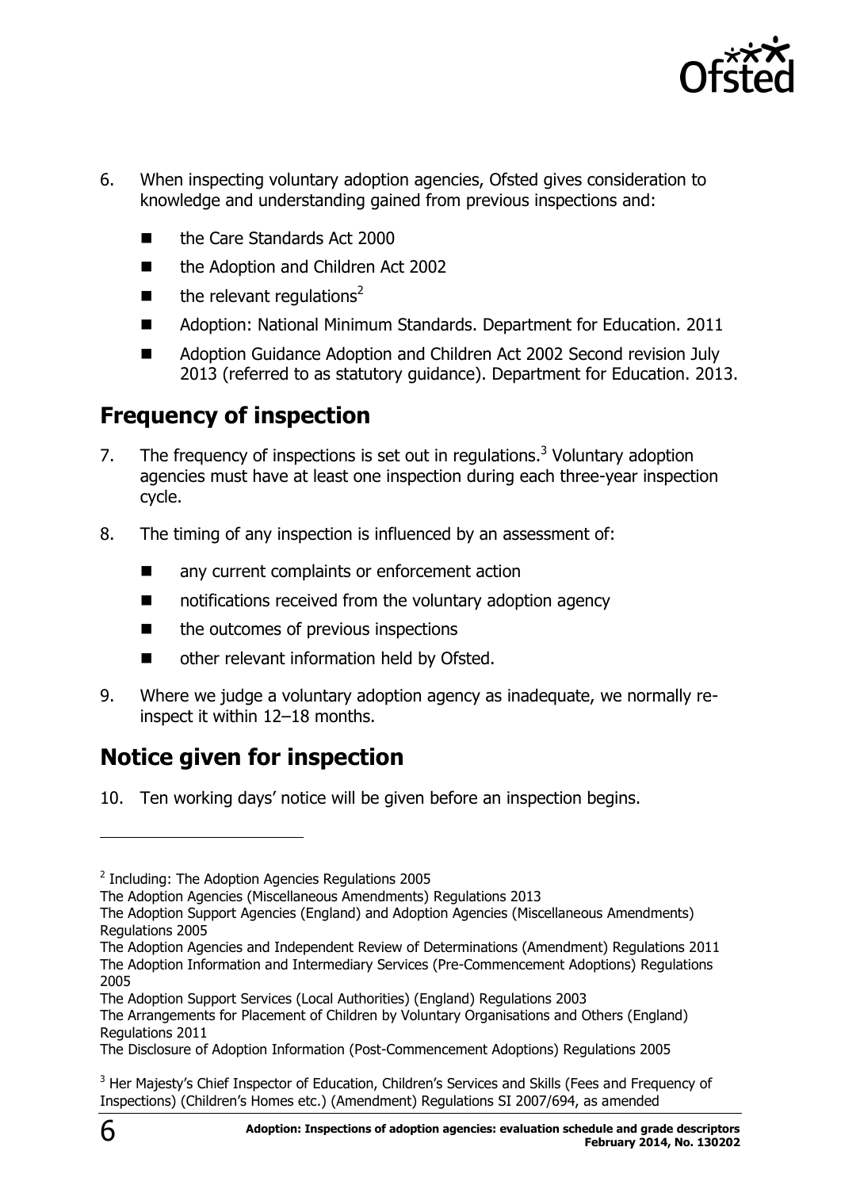6. When inspecting voluntary adoption agencies, Ofsted gives consideration to knowledge and understanding gained from previous inspections and:

   - the Care Standards Act 2000
   - the Adoption and Children Act 2002
   - the relevant regulations[2]
   - Adoption: National Minimum Standards. Department for Education. 2011
   - Adoption Guidance Adoption and Children Act 2002 Second revision July 2013 (referred to as statutory guidance). Department for Education. 2013.

## Frequency of inspection

7. The frequency of inspections is set out in regulations.[3] Voluntary adoption agencies must have at least one inspection during each three-year inspection cycle.

8. The timing of any inspection is influenced by an assessment of:

   - any current complaints or enforcement action
   - notifications received from the voluntary adoption agency
   - the outcomes of previous inspections
   - other relevant information held by Ofsted.

9. Where we judge a voluntary adoption agency as inadequate, we normally re-inspect it within 12–18 months.

## Notice given for inspection

10. Ten working days' notice will be given before an inspection begins.

---

[2] Including: The Adoption Agencies Regulations 2005
The Adoption Agencies (Miscellaneous Amendments) Regulations 2013
The Adoption Support Agencies (England) and Adoption Agencies (Miscellaneous Amendments) Regulations 2005
The Adoption Agencies and Independent Review of Determinations (Amendment) Regulations 2011
The Adoption Information and Intermediary Services (Pre-Commencement Adoptions) Regulations 2005
The Adoption Support Services (Local Authorities) (England) Regulations 2003
The Arrangements for Placement of Children by Voluntary Organisations and Others (England) Regulations 2011
The Disclosure of Adoption Information (Post-Commencement Adoptions) Regulations 2005

[3] Her Majesty's Chief Inspector of Education, Children's Services and Skills (Fees and Frequency of Inspections) (Children's Homes etc.) (Amendment) Regulations SI 2007/694, as amended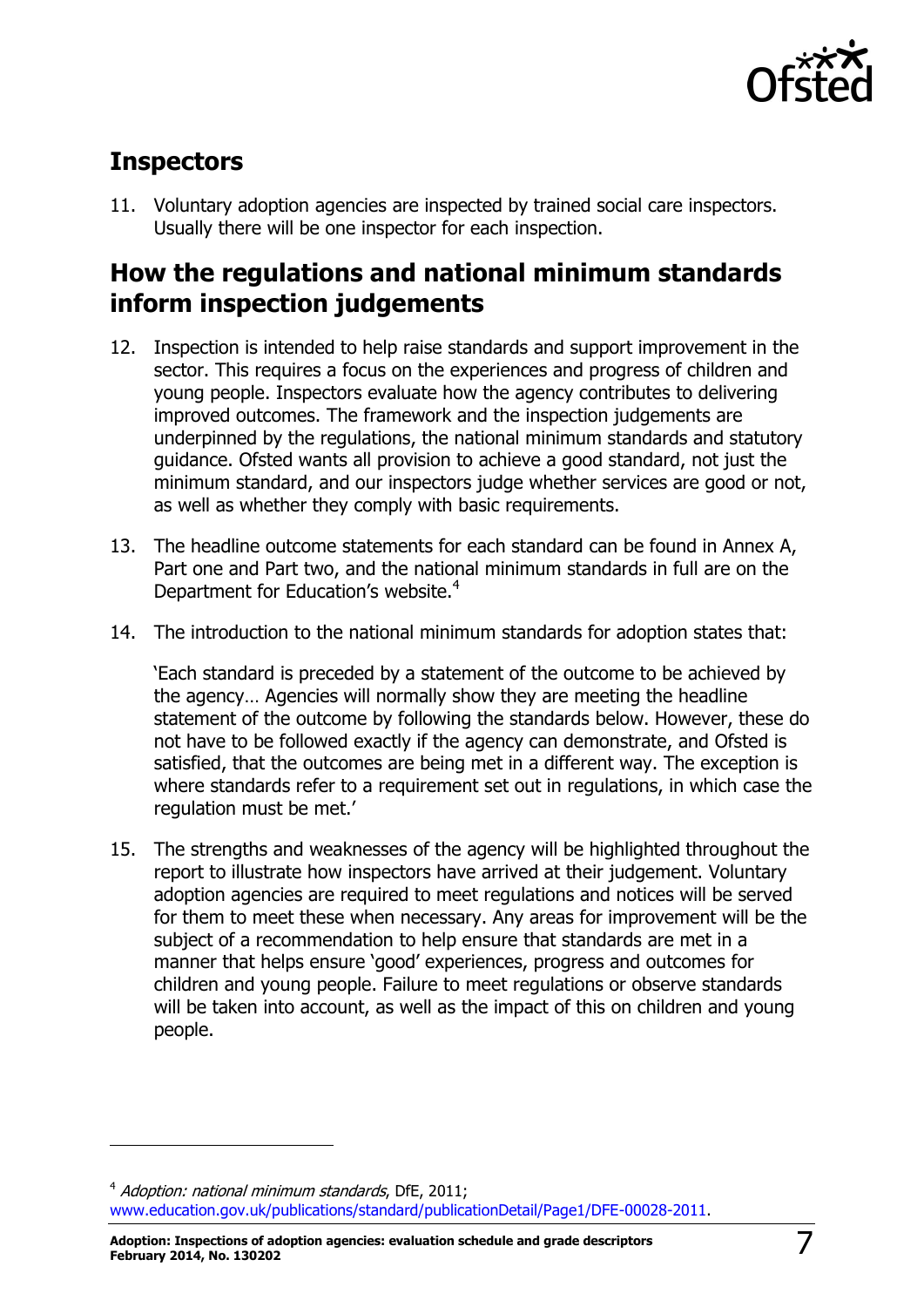## Inspectors

11. Voluntary adoption agencies are inspected by trained social care inspectors. Usually there will be one inspector for each inspection.

## How the regulations and national minimum standards inform inspection judgements

12. Inspection is intended to help raise standards and support improvement in the sector. This requires a focus on the experiences and progress of children and young people. Inspectors evaluate how the agency contributes to delivering improved outcomes. The framework and the inspection judgements are underpinned by the regulations, the national minimum standards and statutory guidance. Ofsted wants all provision to achieve a good standard, not just the minimum standard, and our inspectors judge whether services are good or not, as well as whether they comply with basic requirements.

13. The headline outcome statements for each standard can be found in Annex A, Part one and Part two, and the national minimum standards in full are on the Department for Education's website.[4]

14. The introduction to the national minimum standards for adoption states that:

    'Each standard is preceded by a statement of the outcome to be achieved by the agency… Agencies will normally show they are meeting the headline statement of the outcome by following the standards below. However, these do not have to be followed exactly if the agency can demonstrate, and Ofsted is satisfied, that the outcomes are being met in a different way. The exception is where standards refer to a requirement set out in regulations, in which case the regulation must be met.'

15. The strengths and weaknesses of the agency will be highlighted throughout the report to illustrate how inspectors have arrived at their judgement. Voluntary adoption agencies are required to meet regulations and notices will be served for them to meet these when necessary. Any areas for improvement will be the subject of a recommendation to help ensure that standards are met in a manner that helps ensure 'good' experiences, progress and outcomes for children and young people. Failure to meet regulations or observe standards will be taken into account, as well as the impact of this on children and young people.

---

[4] *Adoption: national minimum standards*, DfE, 2011; www.education.gov.uk/publications/standard/publicationDetail/Page1/DFE-00028-2011.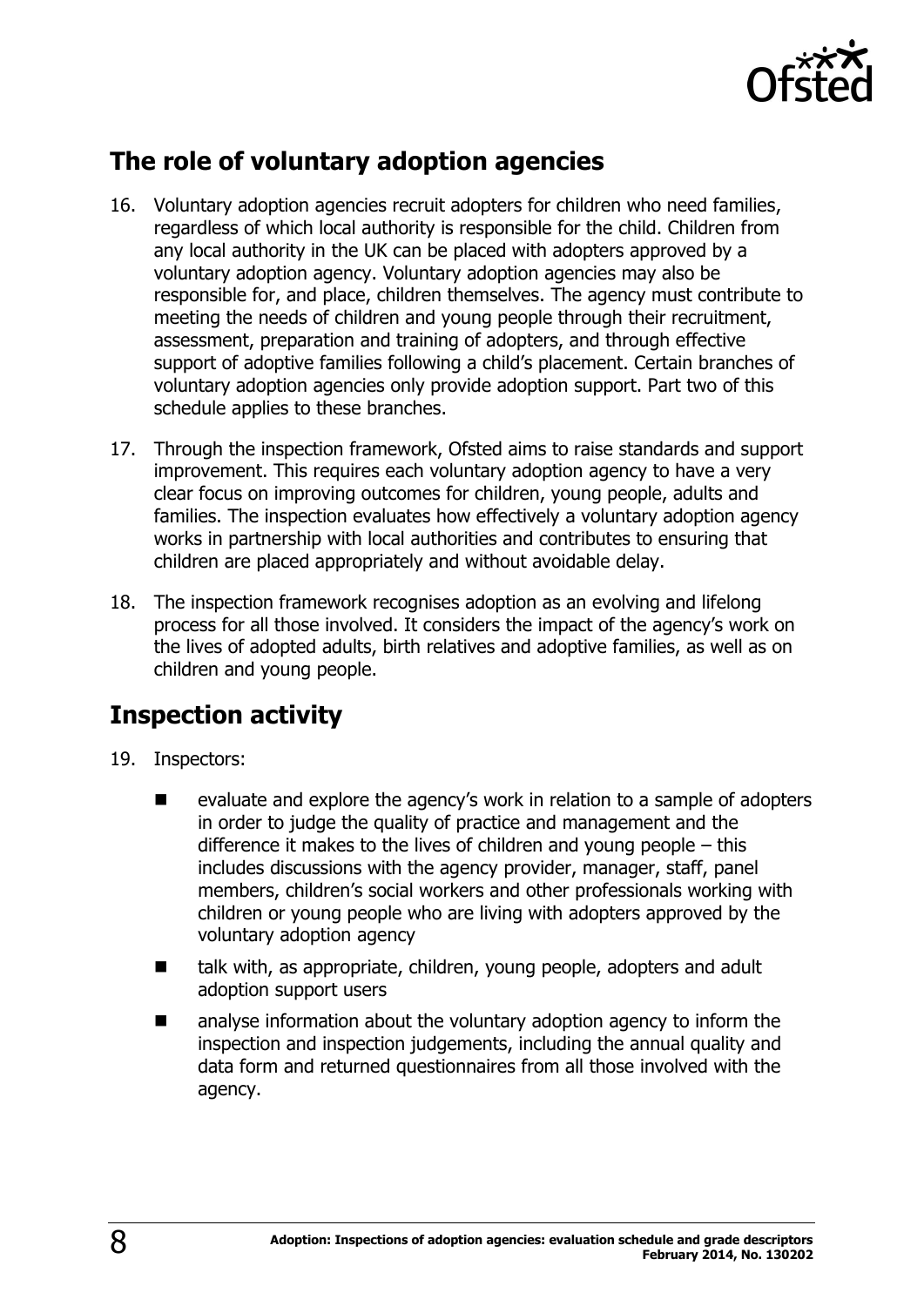## The role of voluntary adoption agencies

16. Voluntary adoption agencies recruit adopters for children who need families, regardless of which local authority is responsible for the child. Children from any local authority in the UK can be placed with adopters approved by a voluntary adoption agency. Voluntary adoption agencies may also be responsible for, and place, children themselves. The agency must contribute to meeting the needs of children and young people through their recruitment, assessment, preparation and training of adopters, and through effective support of adoptive families following a child's placement. Certain branches of voluntary adoption agencies only provide adoption support. Part two of this schedule applies to these branches.

17. Through the inspection framework, Ofsted aims to raise standards and support improvement. This requires each voluntary adoption agency to have a very clear focus on improving outcomes for children, young people, adults and families. The inspection evaluates how effectively a voluntary adoption agency works in partnership with local authorities and contributes to ensuring that children are placed appropriately and without avoidable delay.

18. The inspection framework recognises adoption as an evolving and lifelong process for all those involved. It considers the impact of the agency's work on the lives of adopted adults, birth relatives and adoptive families, as well as on children and young people.

## Inspection activity

19. Inspectors:

   - evaluate and explore the agency's work in relation to a sample of adopters in order to judge the quality of practice and management and the difference it makes to the lives of children and young people – this includes discussions with the agency provider, manager, staff, panel members, children's social workers and other professionals working with children or young people who are living with adopters approved by the voluntary adoption agency
   - talk with, as appropriate, children, young people, adopters and adult adoption support users
   - analyse information about the voluntary adoption agency to inform the inspection and inspection judgements, including the annual quality and data form and returned questionnaires from all those involved with the agency.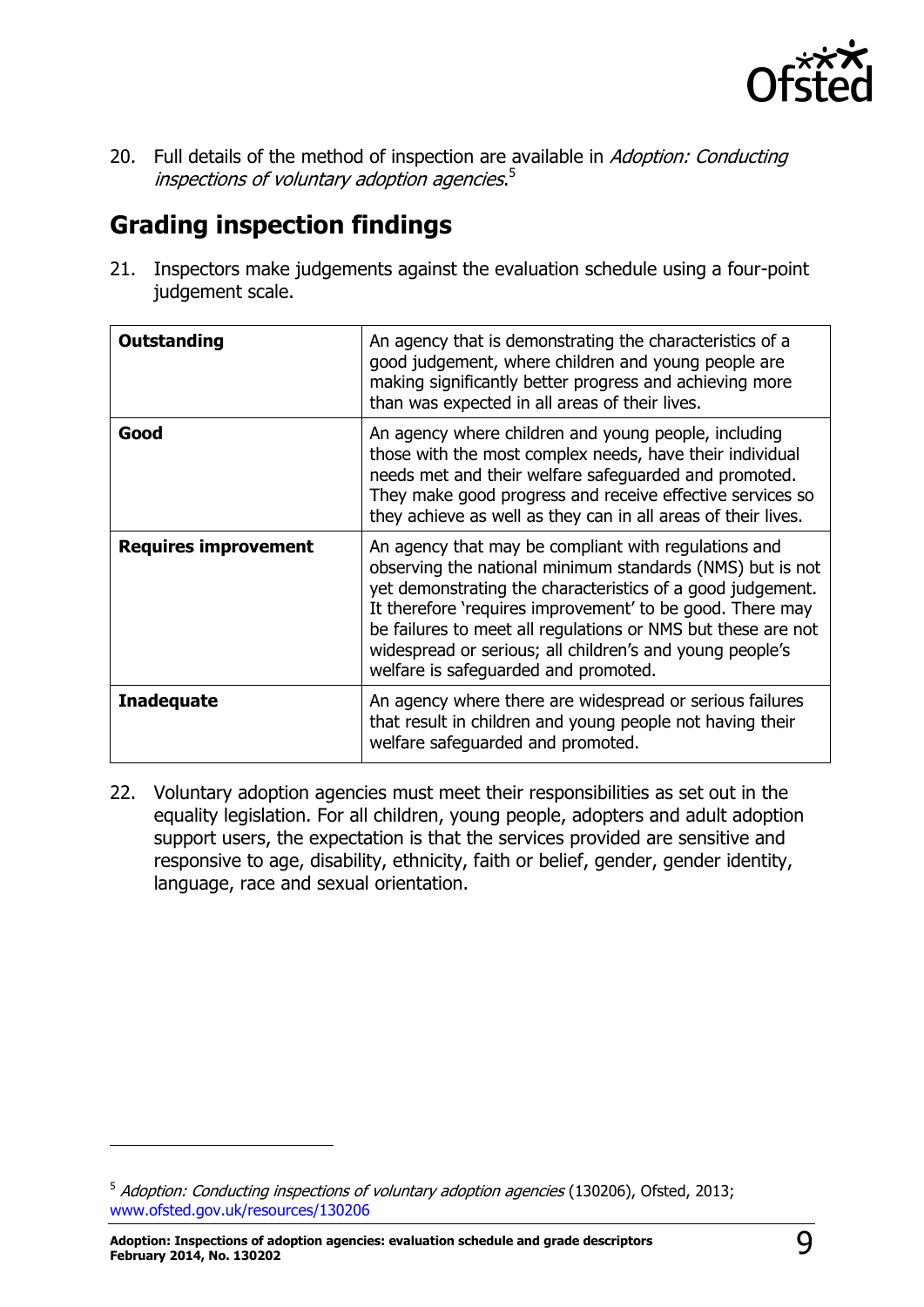20. Full details of the method of inspection are available in *Adoption: Conducting inspections of voluntary adoption agencies*.[5]

## Grading inspection findings

21. Inspectors make judgements against the evaluation schedule using a four-point judgement scale.

| | |
|---|---|
| **Outstanding** | An agency that is demonstrating the characteristics of a good judgement, where children and young people are making significantly better progress and achieving more than was expected in all areas of their lives. |
| **Good** | An agency where children and young people, including those with the most complex needs, have their individual needs met and their welfare safeguarded and promoted. They make good progress and receive effective services so they achieve as well as they can in all areas of their lives. |
| **Requires improvement** | An agency that may be compliant with regulations and observing the national minimum standards (NMS) but is not yet demonstrating the characteristics of a good judgement. It therefore 'requires improvement' to be good. There may be failures to meet all regulations or NMS but these are not widespread or serious; all children's and young people's welfare is safeguarded and promoted. |
| **Inadequate** | An agency where there are widespread or serious failures that result in children and young people not having their welfare safeguarded and promoted. |

22. Voluntary adoption agencies must meet their responsibilities as set out in the equality legislation. For all children, young people, adopters and adult adoption support users, the expectation is that the services provided are sensitive and responsive to age, disability, ethnicity, faith or belief, gender, gender identity, language, race and sexual orientation.

---

[5] *Adoption: Conducting inspections of voluntary adoption agencies* (130206), Ofsted, 2013; www.ofsted.gov.uk/resources/130206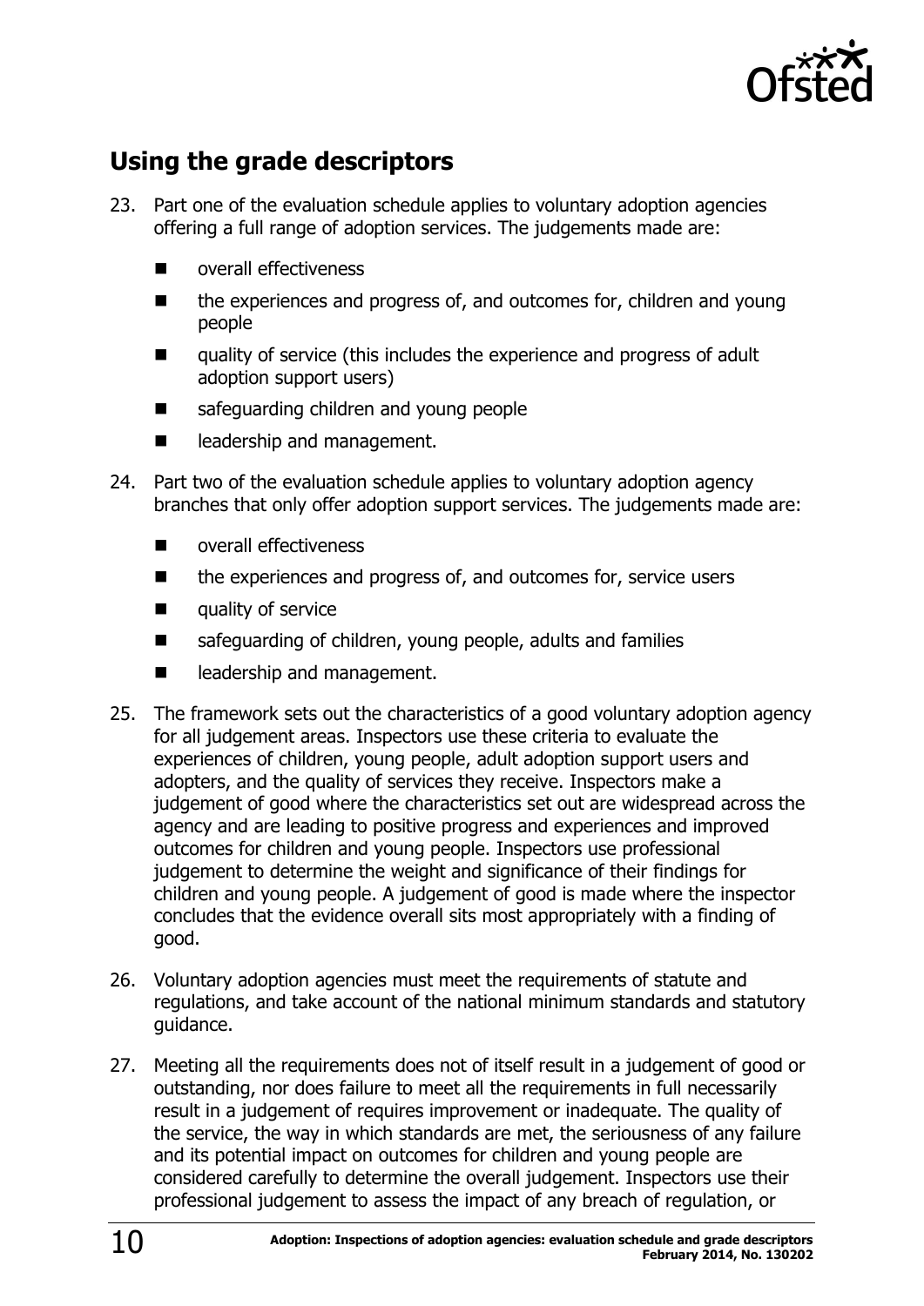## Using the grade descriptors

23. Part one of the evaluation schedule applies to voluntary adoption agencies offering a full range of adoption services. The judgements made are:

    - overall effectiveness
    - the experiences and progress of, and outcomes for, children and young people
    - quality of service (this includes the experience and progress of adult adoption support users)
    - safeguarding children and young people
    - leadership and management.

24. Part two of the evaluation schedule applies to voluntary adoption agency branches that only offer adoption support services. The judgements made are:

    - overall effectiveness
    - the experiences and progress of, and outcomes for, service users
    - quality of service
    - safeguarding of children, young people, adults and families
    - leadership and management.

25. The framework sets out the characteristics of a good voluntary adoption agency for all judgement areas. Inspectors use these criteria to evaluate the experiences of children, young people, adult adoption support users and adopters, and the quality of services they receive. Inspectors make a judgement of good where the characteristics set out are widespread across the agency and are leading to positive progress and experiences and improved outcomes for children and young people. Inspectors use professional judgement to determine the weight and significance of their findings for children and young people. A judgement of good is made where the inspector concludes that the evidence overall sits most appropriately with a finding of good.

26. Voluntary adoption agencies must meet the requirements of statute and regulations, and take account of the national minimum standards and statutory guidance.

27. Meeting all the requirements does not of itself result in a judgement of good or outstanding, nor does failure to meet all the requirements in full necessarily result in a judgement of requires improvement or inadequate. The quality of the service, the way in which standards are met, the seriousness of any failure and its potential impact on outcomes for children and young people are considered carefully to determine the overall judgement. Inspectors use their professional judgement to assess the impact of any breach of regulation, or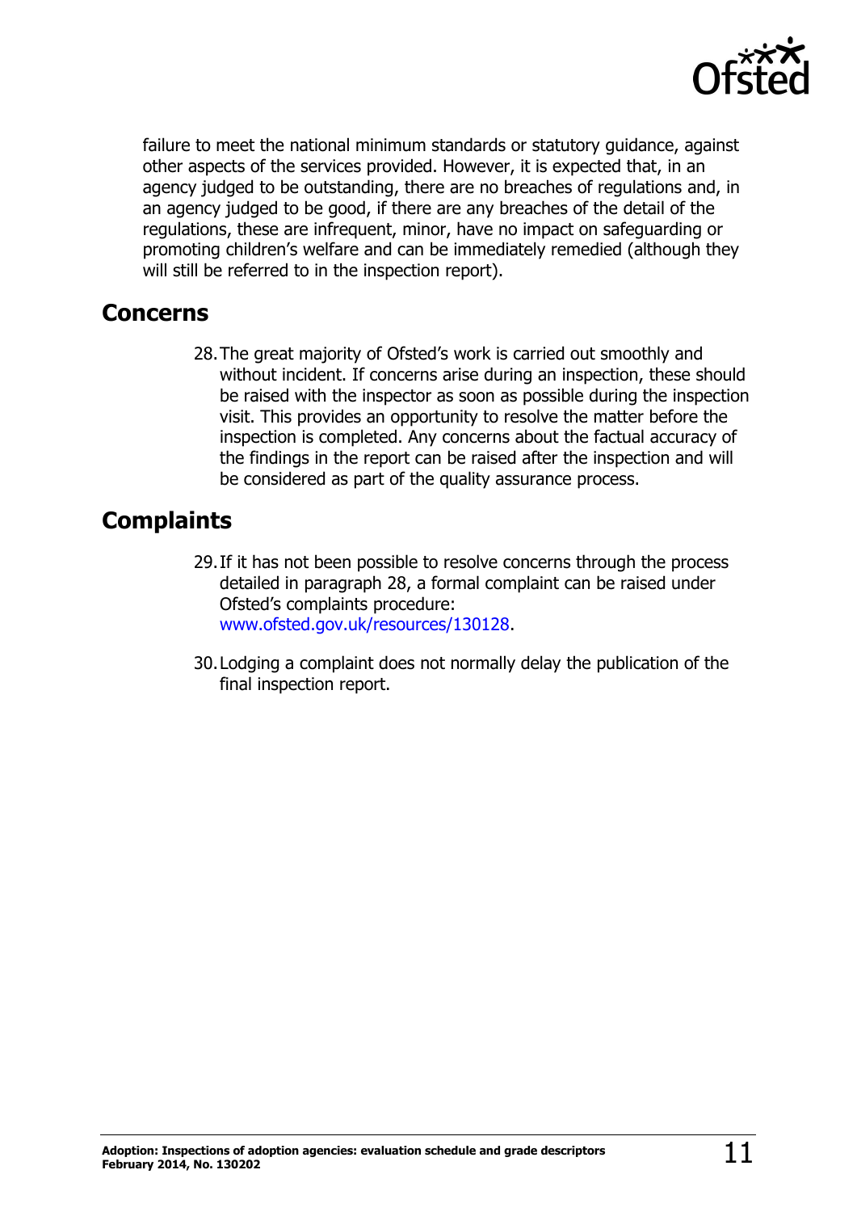failure to meet the national minimum standards or statutory guidance, against other aspects of the services provided. However, it is expected that, in an agency judged to be outstanding, there are no breaches of regulations and, in an agency judged to be good, if there are any breaches of the detail of the regulations, these are infrequent, minor, have no impact on safeguarding or promoting children's welfare and can be immediately remedied (although they will still be referred to in the inspection report).

## Concerns

28. The great majority of Ofsted's work is carried out smoothly and without incident. If concerns arise during an inspection, these should be raised with the inspector as soon as possible during the inspection visit. This provides an opportunity to resolve the matter before the inspection is completed. Any concerns about the factual accuracy of the findings in the report can be raised after the inspection and will be considered as part of the quality assurance process.

## Complaints

29. If it has not been possible to resolve concerns through the process detailed in paragraph 28, a formal complaint can be raised under Ofsted's complaints procedure: www.ofsted.gov.uk/resources/130128.

30. Lodging a complaint does not normally delay the publication of the final inspection report.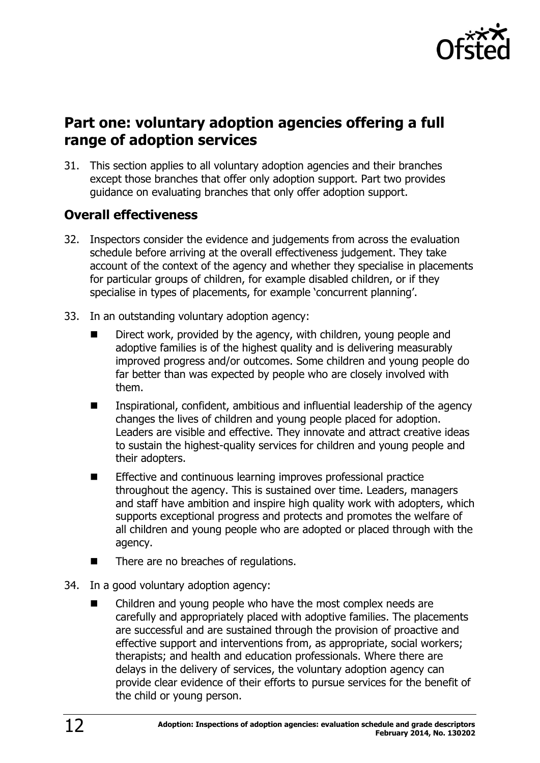## Part one: voluntary adoption agencies offering a full range of adoption services

31. This section applies to all voluntary adoption agencies and their branches except those branches that offer only adoption support. Part two provides guidance on evaluating branches that only offer adoption support.

### Overall effectiveness

32. Inspectors consider the evidence and judgements from across the evaluation schedule before arriving at the overall effectiveness judgement. They take account of the context of the agency and whether they specialise in placements for particular groups of children, for example disabled children, or if they specialise in types of placements, for example 'concurrent planning'.

33. In an outstanding voluntary adoption agency:

    - Direct work, provided by the agency, with children, young people and adoptive families is of the highest quality and is delivering measurably improved progress and/or outcomes. Some children and young people do far better than was expected by people who are closely involved with them.
    - Inspirational, confident, ambitious and influential leadership of the agency changes the lives of children and young people placed for adoption. Leaders are visible and effective. They innovate and attract creative ideas to sustain the highest-quality services for children and young people and their adopters.
    - Effective and continuous learning improves professional practice throughout the agency. This is sustained over time. Leaders, managers and staff have ambition and inspire high quality work with adopters, which supports exceptional progress and protects and promotes the welfare of all children and young people who are adopted or placed through with the agency.
    - There are no breaches of regulations.

34. In a good voluntary adoption agency:

    - Children and young people who have the most complex needs are carefully and appropriately placed with adoptive families. The placements are successful and are sustained through the provision of proactive and effective support and interventions from, as appropriate, social workers; therapists; and health and education professionals. Where there are delays in the delivery of services, the voluntary adoption agency can provide clear evidence of their efforts to pursue services for the benefit of the child or young person.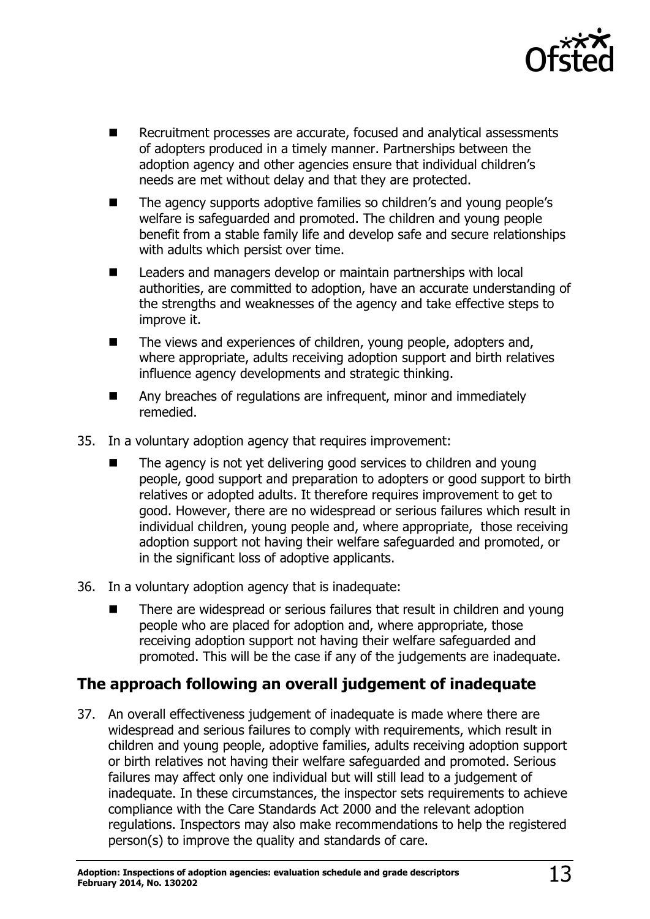- Recruitment processes are accurate, focused and analytical assessments of adopters produced in a timely manner. Partnerships between the adoption agency and other agencies ensure that individual children's needs are met without delay and that they are protected.
- The agency supports adoptive families so children's and young people's welfare is safeguarded and promoted. The children and young people benefit from a stable family life and develop safe and secure relationships with adults which persist over time.
- Leaders and managers develop or maintain partnerships with local authorities, are committed to adoption, have an accurate understanding of the strengths and weaknesses of the agency and take effective steps to improve it.
- The views and experiences of children, young people, adopters and, where appropriate, adults receiving adoption support and birth relatives influence agency developments and strategic thinking.
- Any breaches of regulations are infrequent, minor and immediately remedied.

35. In a voluntary adoption agency that requires improvement:
    - The agency is not yet delivering good services to children and young people, good support and preparation to adopters or good support to birth relatives or adopted adults. It therefore requires improvement to get to good. However, there are no widespread or serious failures which result in individual children, young people and, where appropriate, those receiving adoption support not having their welfare safeguarded and promoted, or in the significant loss of adoptive applicants.

36. In a voluntary adoption agency that is inadequate:
    - There are widespread or serious failures that result in children and young people who are placed for adoption and, where appropriate, those receiving adoption support not having their welfare safeguarded and promoted. This will be the case if any of the judgements are inadequate.

## The approach following an overall judgement of inadequate

37. An overall effectiveness judgement of inadequate is made where there are widespread and serious failures to comply with requirements, which result in children and young people, adoptive families, adults receiving adoption support or birth relatives not having their welfare safeguarded and promoted. Serious failures may affect only one individual but will still lead to a judgement of inadequate. In these circumstances, the inspector sets requirements to achieve compliance with the Care Standards Act 2000 and the relevant adoption regulations. Inspectors may also make recommendations to help the registered person(s) to improve the quality and standards of care.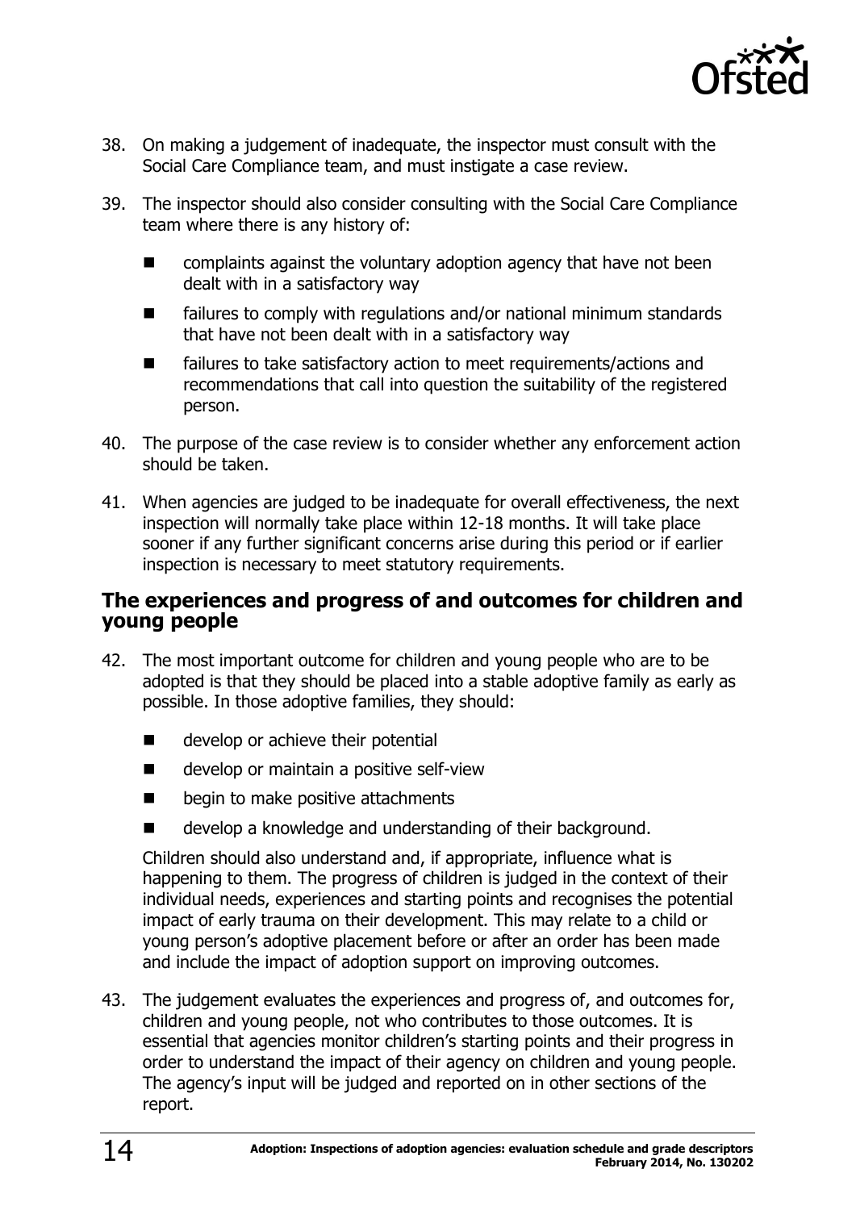38. On making a judgement of inadequate, the inspector must consult with the Social Care Compliance team, and must instigate a case review.

39. The inspector should also consider consulting with the Social Care Compliance team where there is any history of:

    - complaints against the voluntary adoption agency that have not been dealt with in a satisfactory way
    - failures to comply with regulations and/or national minimum standards that have not been dealt with in a satisfactory way
    - failures to take satisfactory action to meet requirements/actions and recommendations that call into question the suitability of the registered person.

40. The purpose of the case review is to consider whether any enforcement action should be taken.

41. When agencies are judged to be inadequate for overall effectiveness, the next inspection will normally take place within 12-18 months. It will take place sooner if any further significant concerns arise during this period or if earlier inspection is necessary to meet statutory requirements.

## The experiences and progress of and outcomes for children and young people

42. The most important outcome for children and young people who are to be adopted is that they should be placed into a stable adoptive family as early as possible. In those adoptive families, they should:

    - develop or achieve their potential
    - develop or maintain a positive self-view
    - begin to make positive attachments
    - develop a knowledge and understanding of their background.

    Children should also understand and, if appropriate, influence what is happening to them. The progress of children is judged in the context of their individual needs, experiences and starting points and recognises the potential impact of early trauma on their development. This may relate to a child or young person's adoptive placement before or after an order has been made and include the impact of adoption support on improving outcomes.

43. The judgement evaluates the experiences and progress of, and outcomes for, children and young people, not who contributes to those outcomes. It is essential that agencies monitor children's starting points and their progress in order to understand the impact of their agency on children and young people. The agency's input will be judged and reported on in other sections of the report.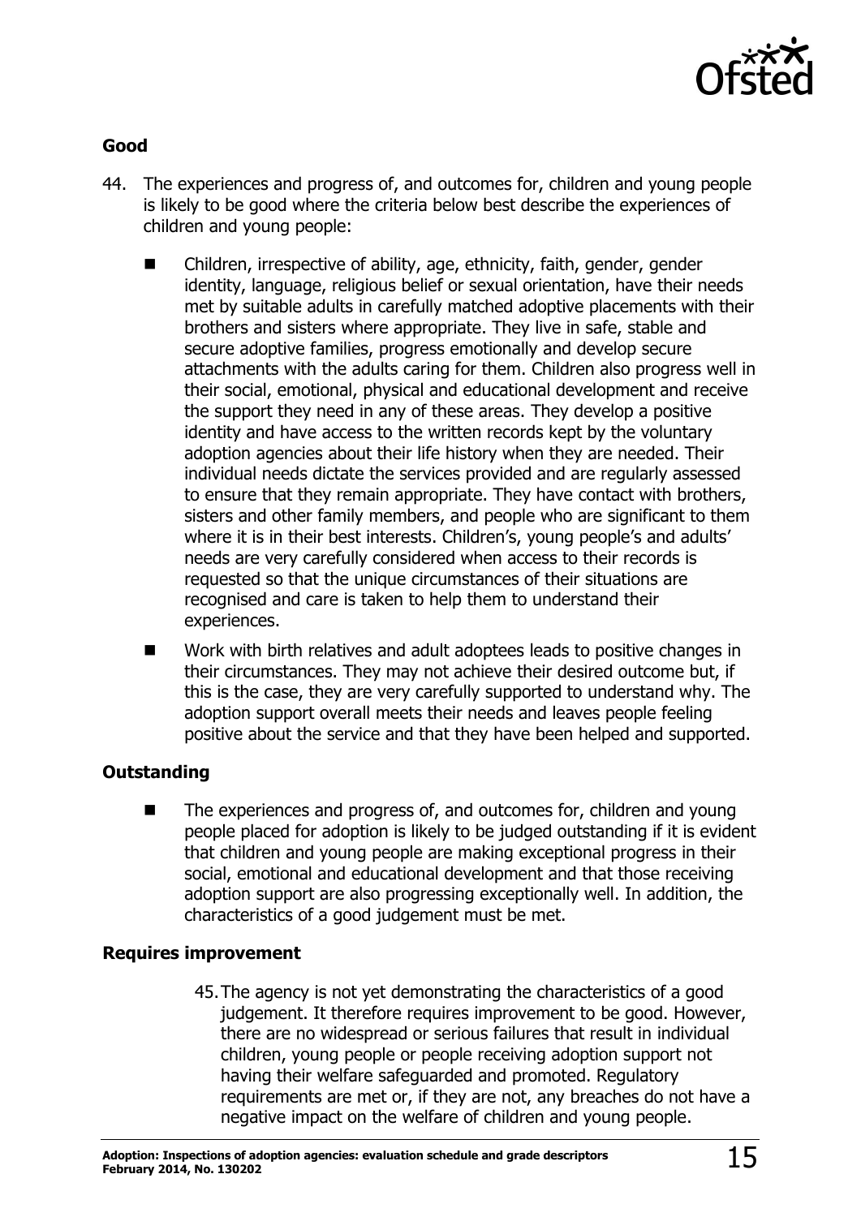### Good

44. The experiences and progress of, and outcomes for, children and young people is likely to be good where the criteria below best describe the experiences of children and young people:

- Children, irrespective of ability, age, ethnicity, faith, gender, gender identity, language, religious belief or sexual orientation, have their needs met by suitable adults in carefully matched adoptive placements with their brothers and sisters where appropriate. They live in safe, stable and secure adoptive families, progress emotionally and develop secure attachments with the adults caring for them. Children also progress well in their social, emotional, physical and educational development and receive the support they need in any of these areas. They develop a positive identity and have access to the written records kept by the voluntary adoption agencies about their life history when they are needed. Their individual needs dictate the services provided and are regularly assessed to ensure that they remain appropriate. They have contact with brothers, sisters and other family members, and people who are significant to them where it is in their best interests. Children's, young people's and adults' needs are very carefully considered when access to their records is requested so that the unique circumstances of their situations are recognised and care is taken to help them to understand their experiences.
- Work with birth relatives and adult adoptees leads to positive changes in their circumstances. They may not achieve their desired outcome but, if this is the case, they are very carefully supported to understand why. The adoption support overall meets their needs and leaves people feeling positive about the service and that they have been helped and supported.

### Outstanding

- The experiences and progress of, and outcomes for, children and young people placed for adoption is likely to be judged outstanding if it is evident that children and young people are making exceptional progress in their social, emotional and educational development and that those receiving adoption support are also progressing exceptionally well. In addition, the characteristics of a good judgement must be met.

### Requires improvement

45. The agency is not yet demonstrating the characteristics of a good judgement. It therefore requires improvement to be good. However, there are no widespread or serious failures that result in individual children, young people or people receiving adoption support not having their welfare safeguarded and promoted. Regulatory requirements are met or, if they are not, any breaches do not have a negative impact on the welfare of children and young people.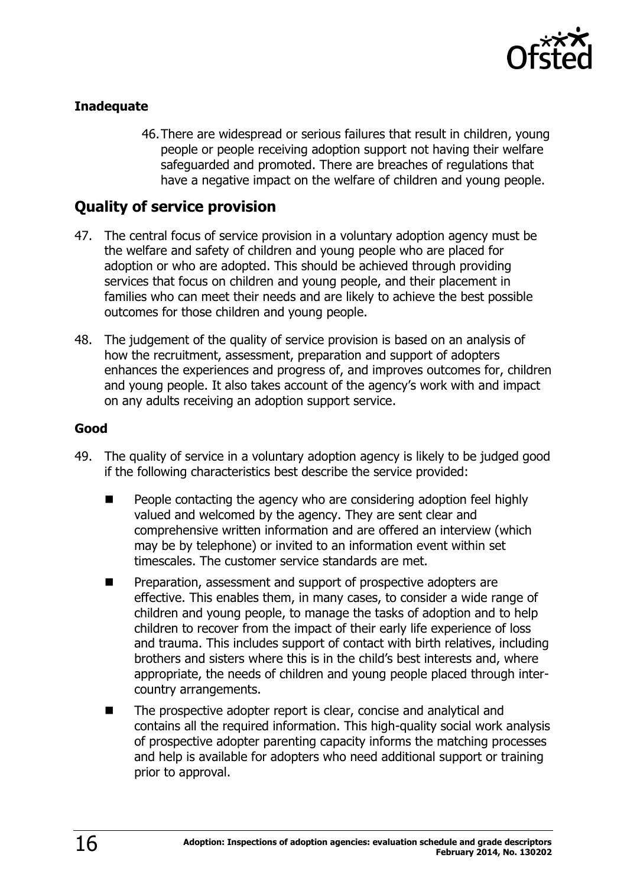### Inadequate

46. There are widespread or serious failures that result in children, young people or people receiving adoption support not having their welfare safeguarded and promoted. There are breaches of regulations that have a negative impact on the welfare of children and young people.

## Quality of service provision

47. The central focus of service provision in a voluntary adoption agency must be the welfare and safety of children and young people who are placed for adoption or who are adopted. This should be achieved through providing services that focus on children and young people, and their placement in families who can meet their needs and are likely to achieve the best possible outcomes for those children and young people.

48. The judgement of the quality of service provision is based on an analysis of how the recruitment, assessment, preparation and support of adopters enhances the experiences and progress of, and improves outcomes for, children and young people. It also takes account of the agency's work with and impact on any adults receiving an adoption support service.

### Good

49. The quality of service in a voluntary adoption agency is likely to be judged good if the following characteristics best describe the service provided:

- People contacting the agency who are considering adoption feel highly valued and welcomed by the agency. They are sent clear and comprehensive written information and are offered an interview (which may be by telephone) or invited to an information event within set timescales. The customer service standards are met.
- Preparation, assessment and support of prospective adopters are effective. This enables them, in many cases, to consider a wide range of children and young people, to manage the tasks of adoption and to help children to recover from the impact of their early life experience of loss and trauma. This includes support of contact with birth relatives, including brothers and sisters where this is in the child's best interests and, where appropriate, the needs of children and young people placed through inter-country arrangements.
- The prospective adopter report is clear, concise and analytical and contains all the required information. This high-quality social work analysis of prospective adopter parenting capacity informs the matching processes and help is available for adopters who need additional support or training prior to approval.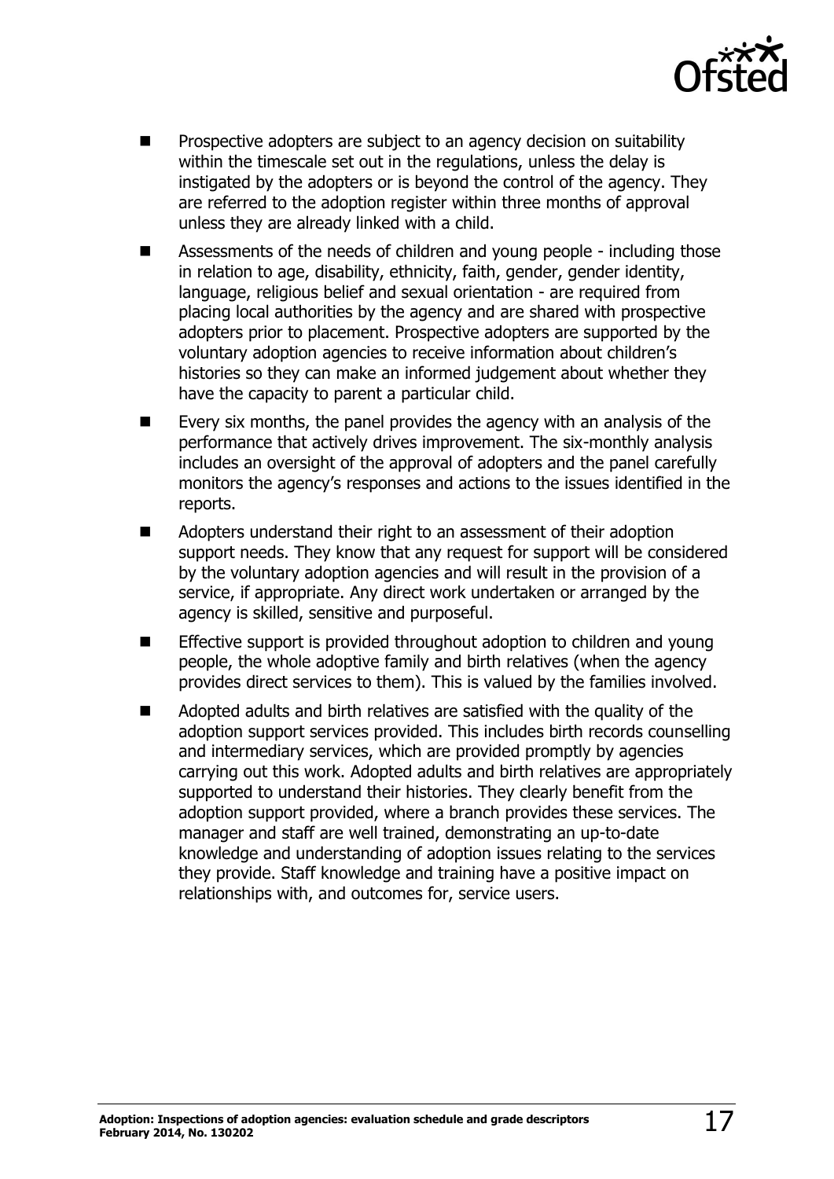- Prospective adopters are subject to an agency decision on suitability within the timescale set out in the regulations, unless the delay is instigated by the adopters or is beyond the control of the agency. They are referred to the adoption register within three months of approval unless they are already linked with a child.
- Assessments of the needs of children and young people - including those in relation to age, disability, ethnicity, faith, gender, gender identity, language, religious belief and sexual orientation - are required from placing local authorities by the agency and are shared with prospective adopters prior to placement. Prospective adopters are supported by the voluntary adoption agencies to receive information about children's histories so they can make an informed judgement about whether they have the capacity to parent a particular child.
- Every six months, the panel provides the agency with an analysis of the performance that actively drives improvement. The six-monthly analysis includes an oversight of the approval of adopters and the panel carefully monitors the agency's responses and actions to the issues identified in the reports.
- Adopters understand their right to an assessment of their adoption support needs. They know that any request for support will be considered by the voluntary adoption agencies and will result in the provision of a service, if appropriate. Any direct work undertaken or arranged by the agency is skilled, sensitive and purposeful.
- Effective support is provided throughout adoption to children and young people, the whole adoptive family and birth relatives (when the agency provides direct services to them). This is valued by the families involved.
- Adopted adults and birth relatives are satisfied with the quality of the adoption support services provided. This includes birth records counselling and intermediary services, which are provided promptly by agencies carrying out this work. Adopted adults and birth relatives are appropriately supported to understand their histories. They clearly benefit from the adoption support provided, where a branch provides these services. The manager and staff are well trained, demonstrating an up-to-date knowledge and understanding of adoption issues relating to the services they provide. Staff knowledge and training have a positive impact on relationships with, and outcomes for, service users.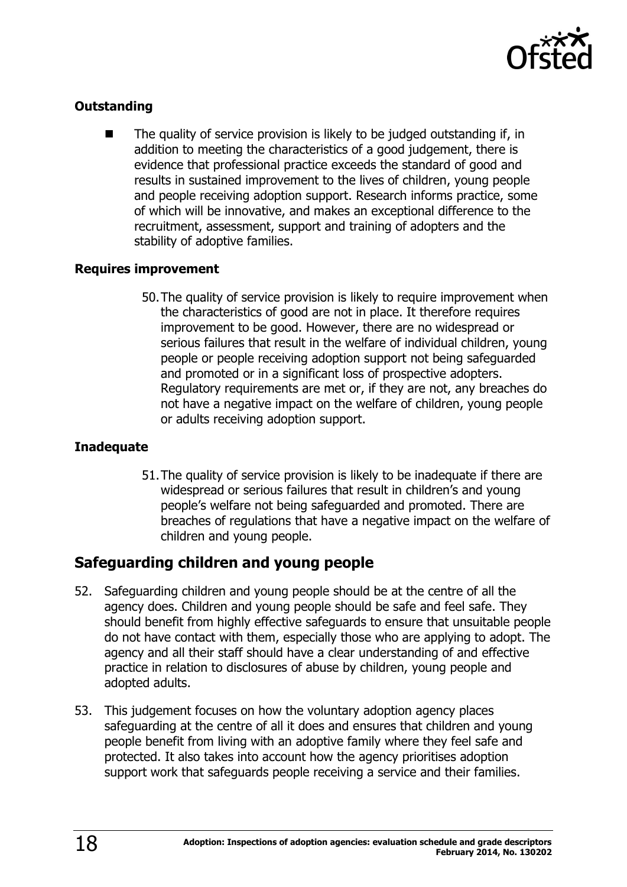**Outstanding**

- The quality of service provision is likely to be judged outstanding if, in addition to meeting the characteristics of a good judgement, there is evidence that professional practice exceeds the standard of good and results in sustained improvement to the lives of children, young people and people receiving adoption support. Research informs practice, some of which will be innovative, and makes an exceptional difference to the recruitment, assessment, support and training of adopters and the stability of adoptive families.

**Requires improvement**

50. The quality of service provision is likely to require improvement when the characteristics of good are not in place. It therefore requires improvement to be good. However, there are no widespread or serious failures that result in the welfare of individual children, young people or people receiving adoption support not being safeguarded and promoted or in a significant loss of prospective adopters. Regulatory requirements are met or, if they are not, any breaches do not have a negative impact on the welfare of children, young people or adults receiving adoption support.

**Inadequate**

51. The quality of service provision is likely to be inadequate if there are widespread or serious failures that result in children's and young people's welfare not being safeguarded and promoted. There are breaches of regulations that have a negative impact on the welfare of children and young people.

## Safeguarding children and young people

52. Safeguarding children and young people should be at the centre of all the agency does. Children and young people should be safe and feel safe. They should benefit from highly effective safeguards to ensure that unsuitable people do not have contact with them, especially those who are applying to adopt. The agency and all their staff should have a clear understanding of and effective practice in relation to disclosures of abuse by children, young people and adopted adults.

53. This judgement focuses on how the voluntary adoption agency places safeguarding at the centre of all it does and ensures that children and young people benefit from living with an adoptive family where they feel safe and protected. It also takes into account how the agency prioritises adoption support work that safeguards people receiving a service and their families.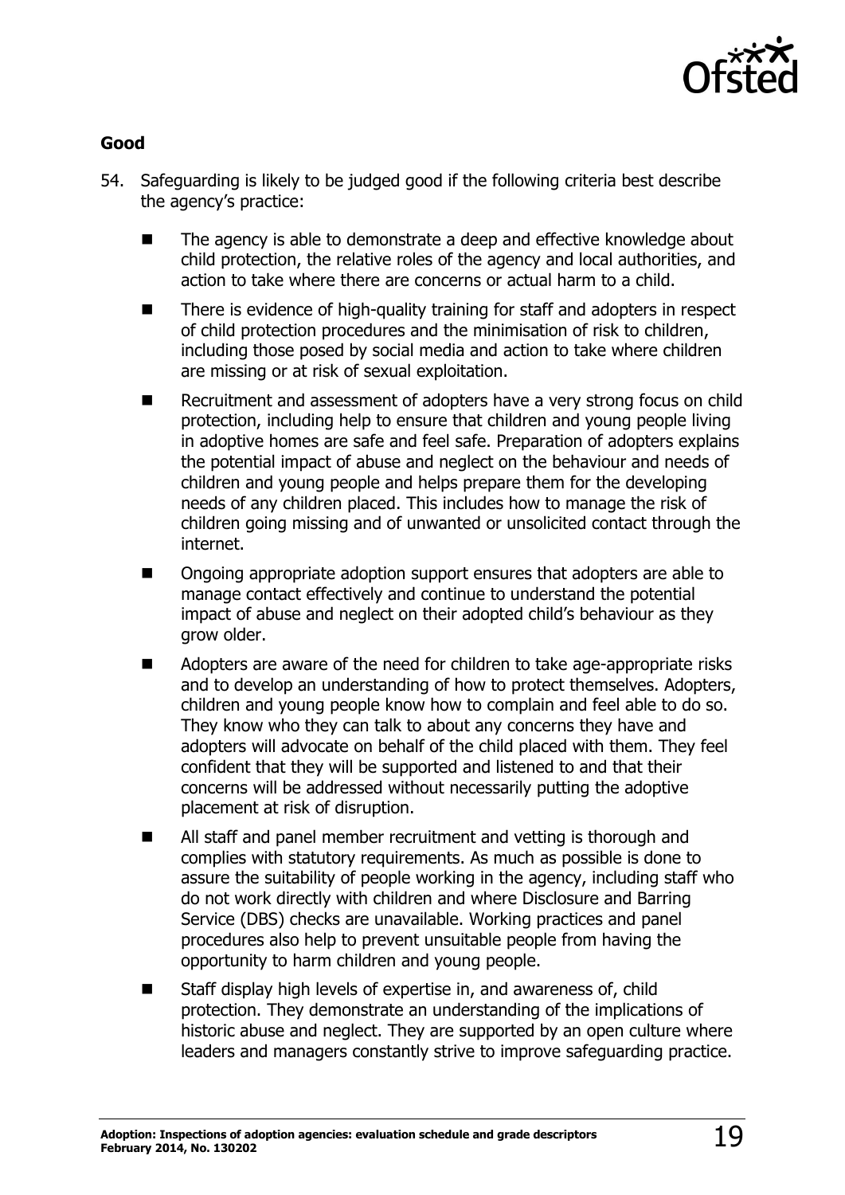### Good

54. Safeguarding is likely to be judged good if the following criteria best describe the agency's practice:

    - The agency is able to demonstrate a deep and effective knowledge about child protection, the relative roles of the agency and local authorities, and action to take where there are concerns or actual harm to a child.
    - There is evidence of high-quality training for staff and adopters in respect of child protection procedures and the minimisation of risk to children, including those posed by social media and action to take where children are missing or at risk of sexual exploitation.
    - Recruitment and assessment of adopters have a very strong focus on child protection, including help to ensure that children and young people living in adoptive homes are safe and feel safe. Preparation of adopters explains the potential impact of abuse and neglect on the behaviour and needs of children and young people and helps prepare them for the developing needs of any children placed. This includes how to manage the risk of children going missing and of unwanted or unsolicited contact through the internet.
    - Ongoing appropriate adoption support ensures that adopters are able to manage contact effectively and continue to understand the potential impact of abuse and neglect on their adopted child's behaviour as they grow older.
    - Adopters are aware of the need for children to take age-appropriate risks and to develop an understanding of how to protect themselves. Adopters, children and young people know how to complain and feel able to do so. They know who they can talk to about any concerns they have and adopters will advocate on behalf of the child placed with them. They feel confident that they will be supported and listened to and that their concerns will be addressed without necessarily putting the adoptive placement at risk of disruption.
    - All staff and panel member recruitment and vetting is thorough and complies with statutory requirements. As much as possible is done to assure the suitability of people working in the agency, including staff who do not work directly with children and where Disclosure and Barring Service (DBS) checks are unavailable. Working practices and panel procedures also help to prevent unsuitable people from having the opportunity to harm children and young people.
    - Staff display high levels of expertise in, and awareness of, child protection. They demonstrate an understanding of the implications of historic abuse and neglect. They are supported by an open culture where leaders and managers constantly strive to improve safeguarding practice.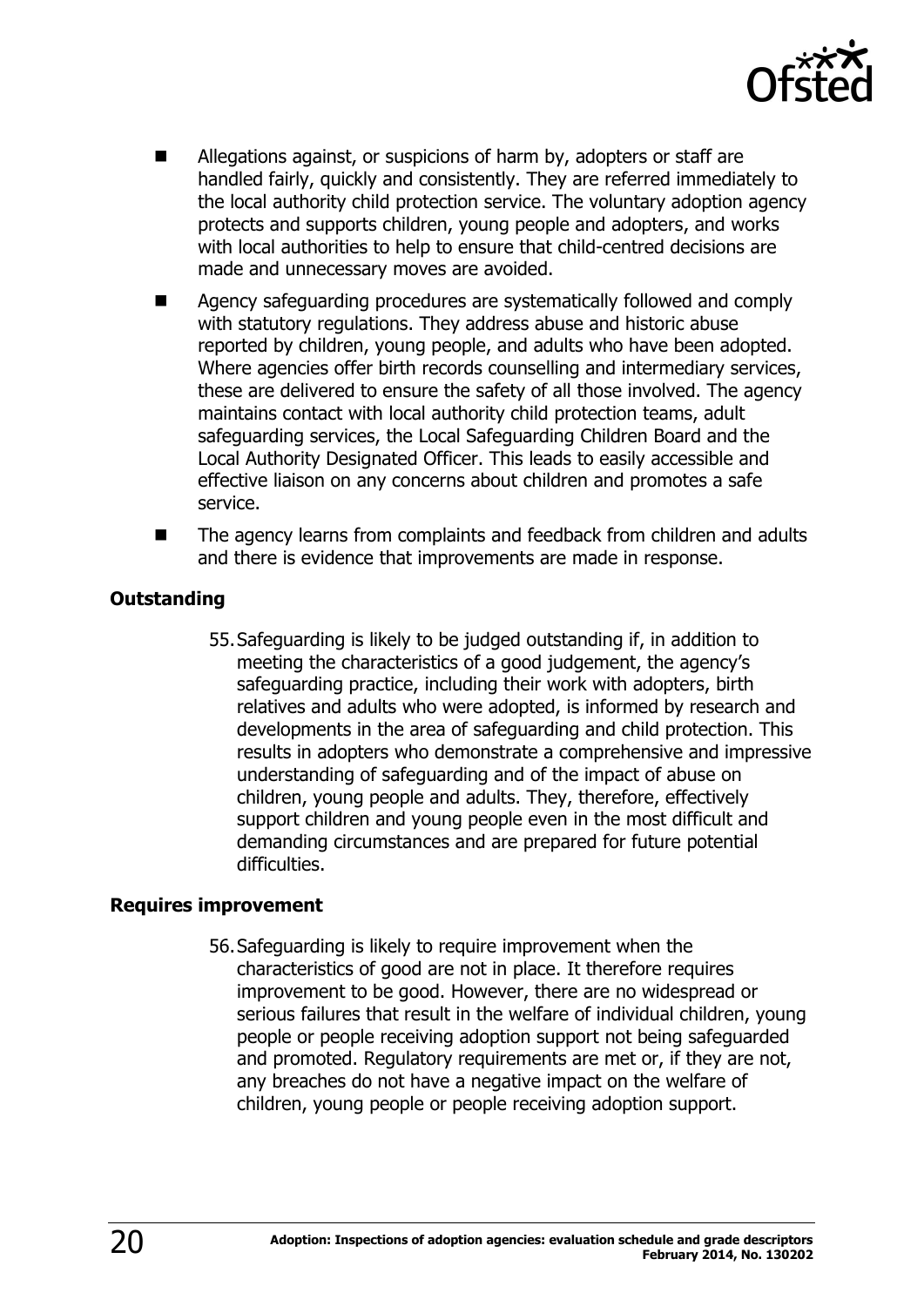- Allegations against, or suspicions of harm by, adopters or staff are handled fairly, quickly and consistently. They are referred immediately to the local authority child protection service. The voluntary adoption agency protects and supports children, young people and adopters, and works with local authorities to help to ensure that child-centred decisions are made and unnecessary moves are avoided.
- Agency safeguarding procedures are systematically followed and comply with statutory regulations. They address abuse and historic abuse reported by children, young people, and adults who have been adopted. Where agencies offer birth records counselling and intermediary services, these are delivered to ensure the safety of all those involved. The agency maintains contact with local authority child protection teams, adult safeguarding services, the Local Safeguarding Children Board and the Local Authority Designated Officer. This leads to easily accessible and effective liaison on any concerns about children and promotes a safe service.
- The agency learns from complaints and feedback from children and adults and there is evidence that improvements are made in response.

**Outstanding**

55. Safeguarding is likely to be judged outstanding if, in addition to meeting the characteristics of a good judgement, the agency's safeguarding practice, including their work with adopters, birth relatives and adults who were adopted, is informed by research and developments in the area of safeguarding and child protection. This results in adopters who demonstrate a comprehensive and impressive understanding of safeguarding and of the impact of abuse on children, young people and adults. They, therefore, effectively support children and young people even in the most difficult and demanding circumstances and are prepared for future potential difficulties.

**Requires improvement**

56. Safeguarding is likely to require improvement when the characteristics of good are not in place. It therefore requires improvement to be good. However, there are no widespread or serious failures that result in the welfare of individual children, young people or people receiving adoption support not being safeguarded and promoted. Regulatory requirements are met or, if they are not, any breaches do not have a negative impact on the welfare of children, young people or people receiving adoption support.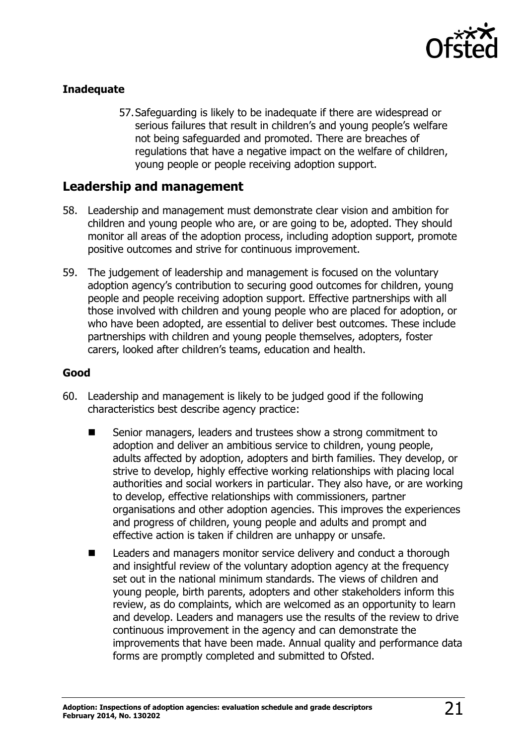**Inadequate**

57. Safeguarding is likely to be inadequate if there are widespread or serious failures that result in children's and young people's welfare not being safeguarded and promoted. There are breaches of regulations that have a negative impact on the welfare of children, young people or people receiving adoption support.

## Leadership and management

58. Leadership and management must demonstrate clear vision and ambition for children and young people who are, or are going to be, adopted. They should monitor all areas of the adoption process, including adoption support, promote positive outcomes and strive for continuous improvement.

59. The judgement of leadership and management is focused on the voluntary adoption agency's contribution to securing good outcomes for children, young people and people receiving adoption support. Effective partnerships with all those involved with children and young people who are placed for adoption, or who have been adopted, are essential to deliver best outcomes. These include partnerships with children and young people themselves, adopters, foster carers, looked after children's teams, education and health.

**Good**

60. Leadership and management is likely to be judged good if the following characteristics best describe agency practice:

    - Senior managers, leaders and trustees show a strong commitment to adoption and deliver an ambitious service to children, young people, adults affected by adoption, adopters and birth families. They develop, or strive to develop, highly effective working relationships with placing local authorities and social workers in particular. They also have, or are working to develop, effective relationships with commissioners, partner organisations and other adoption agencies. This improves the experiences and progress of children, young people and adults and prompt and effective action is taken if children are unhappy or unsafe.
    - Leaders and managers monitor service delivery and conduct a thorough and insightful review of the voluntary adoption agency at the frequency set out in the national minimum standards. The views of children and young people, birth parents, adopters and other stakeholders inform this review, as do complaints, which are welcomed as an opportunity to learn and develop. Leaders and managers use the results of the review to drive continuous improvement in the agency and can demonstrate the improvements that have been made. Annual quality and performance data forms are promptly completed and submitted to Ofsted.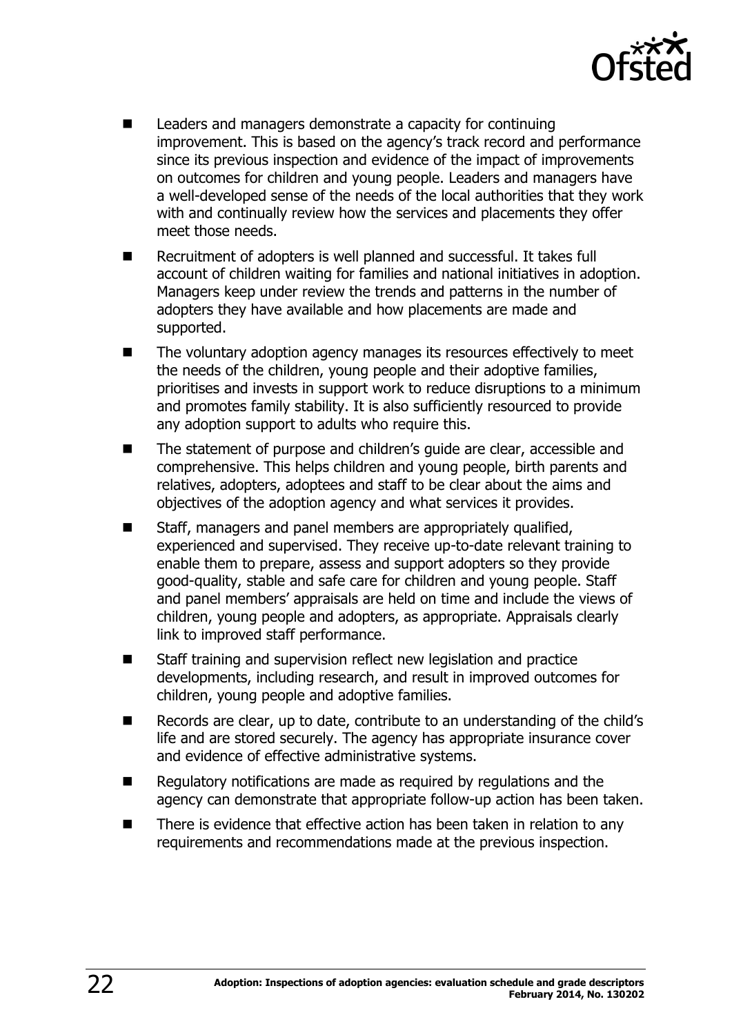- Leaders and managers demonstrate a capacity for continuing improvement. This is based on the agency's track record and performance since its previous inspection and evidence of the impact of improvements on outcomes for children and young people. Leaders and managers have a well-developed sense of the needs of the local authorities that they work with and continually review how the services and placements they offer meet those needs.
- Recruitment of adopters is well planned and successful. It takes full account of children waiting for families and national initiatives in adoption. Managers keep under review the trends and patterns in the number of adopters they have available and how placements are made and supported.
- The voluntary adoption agency manages its resources effectively to meet the needs of the children, young people and their adoptive families, prioritises and invests in support work to reduce disruptions to a minimum and promotes family stability. It is also sufficiently resourced to provide any adoption support to adults who require this.
- The statement of purpose and children's guide are clear, accessible and comprehensive. This helps children and young people, birth parents and relatives, adopters, adoptees and staff to be clear about the aims and objectives of the adoption agency and what services it provides.
- Staff, managers and panel members are appropriately qualified, experienced and supervised. They receive up-to-date relevant training to enable them to prepare, assess and support adopters so they provide good-quality, stable and safe care for children and young people. Staff and panel members' appraisals are held on time and include the views of children, young people and adopters, as appropriate. Appraisals clearly link to improved staff performance.
- Staff training and supervision reflect new legislation and practice developments, including research, and result in improved outcomes for children, young people and adoptive families.
- Records are clear, up to date, contribute to an understanding of the child's life and are stored securely. The agency has appropriate insurance cover and evidence of effective administrative systems.
- Regulatory notifications are made as required by regulations and the agency can demonstrate that appropriate follow-up action has been taken.
- There is evidence that effective action has been taken in relation to any requirements and recommendations made at the previous inspection.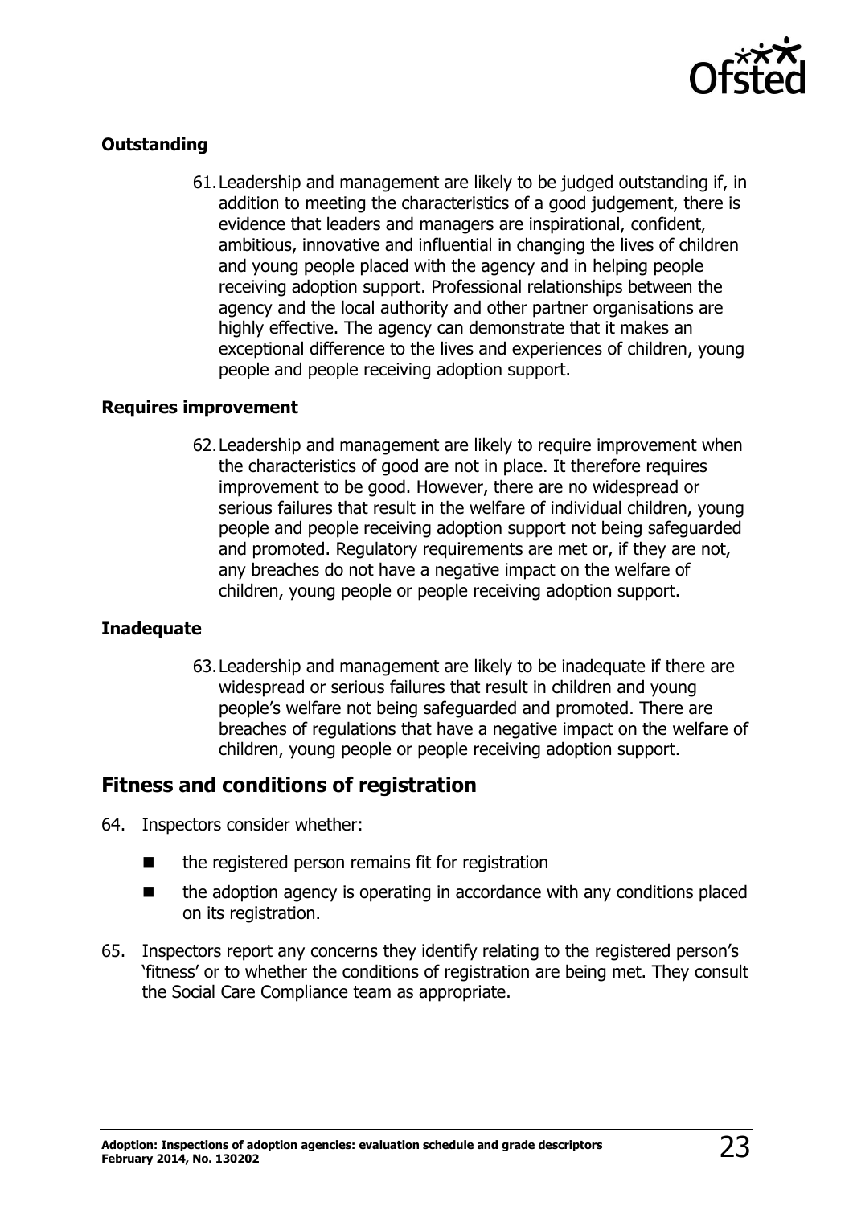### Outstanding

61. Leadership and management are likely to be judged outstanding if, in addition to meeting the characteristics of a good judgement, there is evidence that leaders and managers are inspirational, confident, ambitious, innovative and influential in changing the lives of children and young people placed with the agency and in helping people receiving adoption support. Professional relationships between the agency and the local authority and other partner organisations are highly effective. The agency can demonstrate that it makes an exceptional difference to the lives and experiences of children, young people and people receiving adoption support.

### Requires improvement

62. Leadership and management are likely to require improvement when the characteristics of good are not in place. It therefore requires improvement to be good. However, there are no widespread or serious failures that result in the welfare of individual children, young people and people receiving adoption support not being safeguarded and promoted. Regulatory requirements are met or, if they are not, any breaches do not have a negative impact on the welfare of children, young people or people receiving adoption support.

### Inadequate

63. Leadership and management are likely to be inadequate if there are widespread or serious failures that result in children and young people's welfare not being safeguarded and promoted. There are breaches of regulations that have a negative impact on the welfare of children, young people or people receiving adoption support.

## Fitness and conditions of registration

64. Inspectors consider whether:

- the registered person remains fit for registration
- the adoption agency is operating in accordance with any conditions placed on its registration.

65. Inspectors report any concerns they identify relating to the registered person's 'fitness' or to whether the conditions of registration are being met. They consult the Social Care Compliance team as appropriate.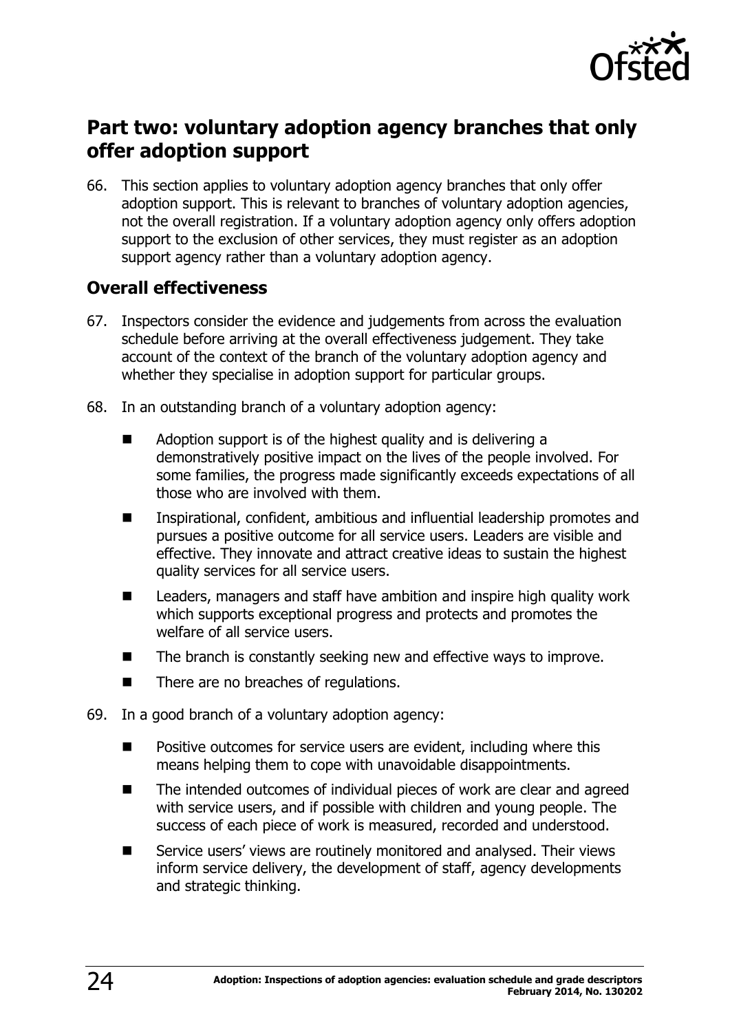## Part two: voluntary adoption agency branches that only offer adoption support

66. This section applies to voluntary adoption agency branches that only offer adoption support. This is relevant to branches of voluntary adoption agencies, not the overall registration. If a voluntary adoption agency only offers adoption support to the exclusion of other services, they must register as an adoption support agency rather than a voluntary adoption agency.

### Overall effectiveness

67. Inspectors consider the evidence and judgements from across the evaluation schedule before arriving at the overall effectiveness judgement. They take account of the context of the branch of the voluntary adoption agency and whether they specialise in adoption support for particular groups.

68. In an outstanding branch of a voluntary adoption agency:

    - Adoption support is of the highest quality and is delivering a demonstratively positive impact on the lives of the people involved. For some families, the progress made significantly exceeds expectations of all those who are involved with them.
    - Inspirational, confident, ambitious and influential leadership promotes and pursues a positive outcome for all service users. Leaders are visible and effective. They innovate and attract creative ideas to sustain the highest quality services for all service users.
    - Leaders, managers and staff have ambition and inspire high quality work which supports exceptional progress and protects and promotes the welfare of all service users.
    - The branch is constantly seeking new and effective ways to improve.
    - There are no breaches of regulations.

69. In a good branch of a voluntary adoption agency:

    - Positive outcomes for service users are evident, including where this means helping them to cope with unavoidable disappointments.
    - The intended outcomes of individual pieces of work are clear and agreed with service users, and if possible with children and young people. The success of each piece of work is measured, recorded and understood.
    - Service users' views are routinely monitored and analysed. Their views inform service delivery, the development of staff, agency developments and strategic thinking.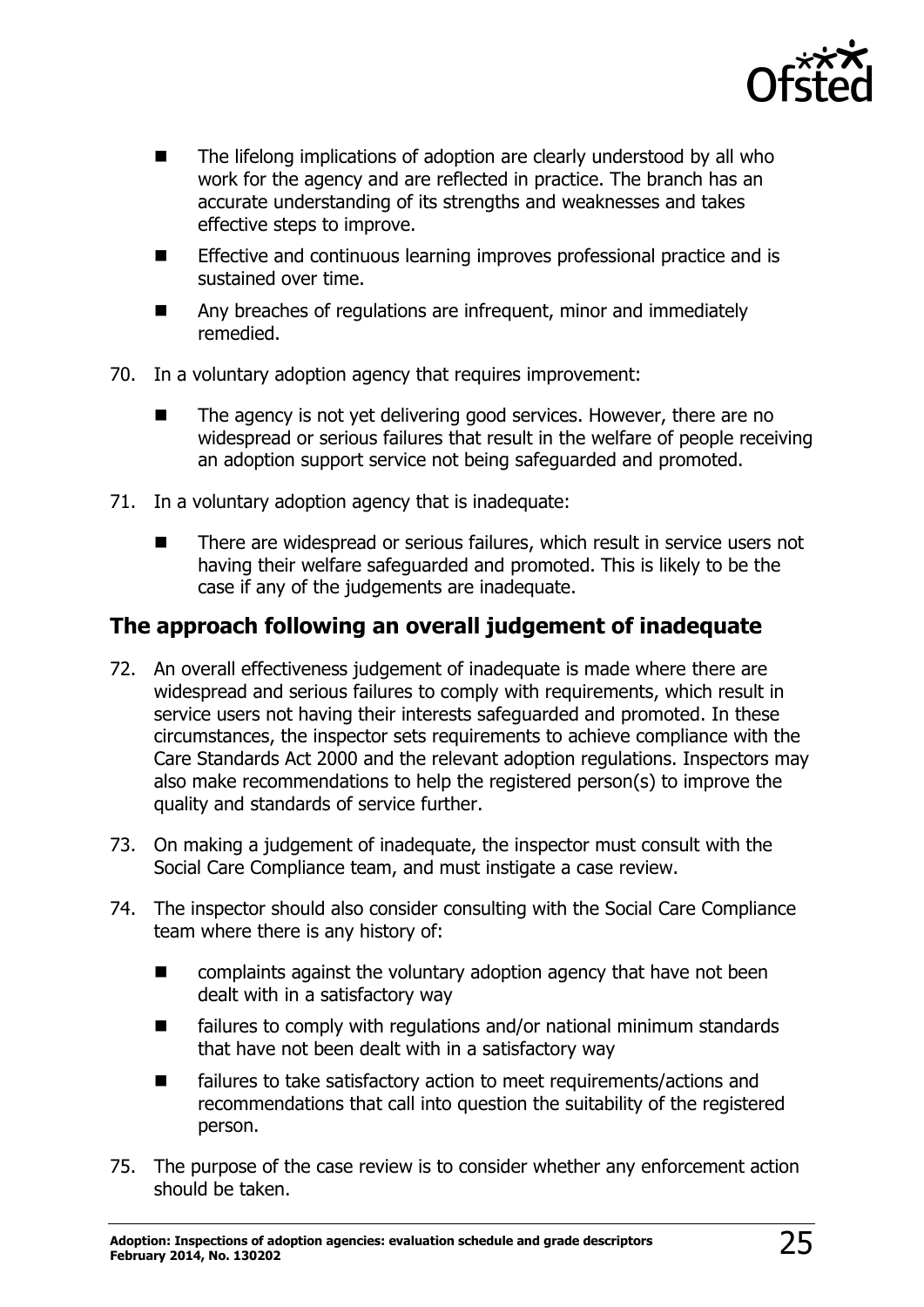- The lifelong implications of adoption are clearly understood by all who work for the agency and are reflected in practice. The branch has an accurate understanding of its strengths and weaknesses and takes effective steps to improve.
- Effective and continuous learning improves professional practice and is sustained over time.
- Any breaches of regulations are infrequent, minor and immediately remedied.

70. In a voluntary adoption agency that requires improvement:

    - The agency is not yet delivering good services. However, there are no widespread or serious failures that result in the welfare of people receiving an adoption support service not being safeguarded and promoted.

71. In a voluntary adoption agency that is inadequate:

    - There are widespread or serious failures, which result in service users not having their welfare safeguarded and promoted. This is likely to be the case if any of the judgements are inadequate.

## The approach following an overall judgement of inadequate

72. An overall effectiveness judgement of inadequate is made where there are widespread and serious failures to comply with requirements, which result in service users not having their interests safeguarded and promoted. In these circumstances, the inspector sets requirements to achieve compliance with the Care Standards Act 2000 and the relevant adoption regulations. Inspectors may also make recommendations to help the registered person(s) to improve the quality and standards of service further.

73. On making a judgement of inadequate, the inspector must consult with the Social Care Compliance team, and must instigate a case review.

74. The inspector should also consider consulting with the Social Care Compliance team where there is any history of:

    - complaints against the voluntary adoption agency that have not been dealt with in a satisfactory way
    - failures to comply with regulations and/or national minimum standards that have not been dealt with in a satisfactory way
    - failures to take satisfactory action to meet requirements/actions and recommendations that call into question the suitability of the registered person.

75. The purpose of the case review is to consider whether any enforcement action should be taken.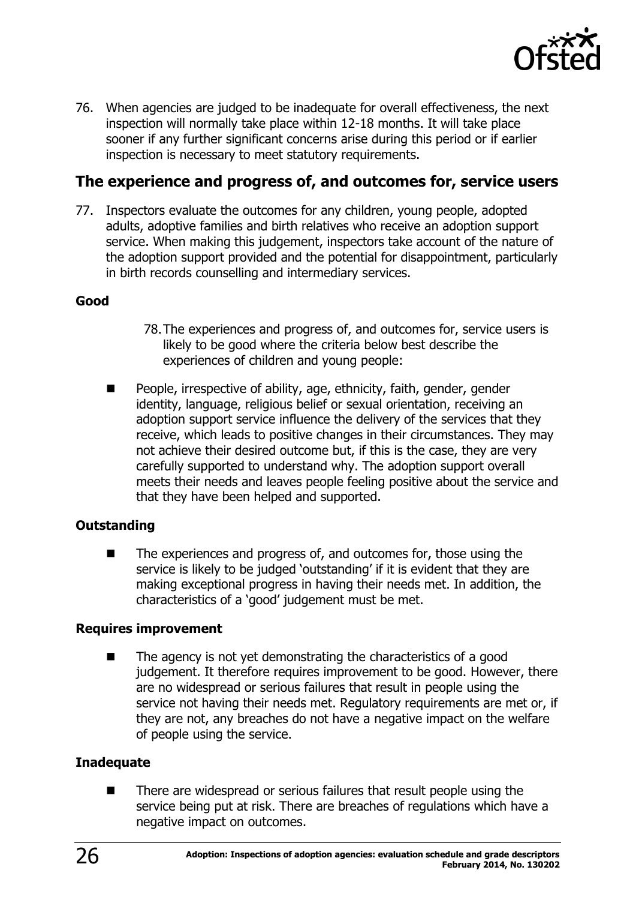76. When agencies are judged to be inadequate for overall effectiveness, the next inspection will normally take place within 12-18 months. It will take place sooner if any further significant concerns arise during this period or if earlier inspection is necessary to meet statutory requirements.

## The experience and progress of, and outcomes for, service users

77. Inspectors evaluate the outcomes for any children, young people, adopted adults, adoptive families and birth relatives who receive an adoption support service. When making this judgement, inspectors take account of the nature of the adoption support provided and the potential for disappointment, particularly in birth records counselling and intermediary services.

### Good

78. The experiences and progress of, and outcomes for, service users is likely to be good where the criteria below best describe the experiences of children and young people:

- People, irrespective of ability, age, ethnicity, faith, gender, gender identity, language, religious belief or sexual orientation, receiving an adoption support service influence the delivery of the services that they receive, which leads to positive changes in their circumstances. They may not achieve their desired outcome but, if this is the case, they are very carefully supported to understand why. The adoption support overall meets their needs and leaves people feeling positive about the service and that they have been helped and supported.

### Outstanding

- The experiences and progress of, and outcomes for, those using the service is likely to be judged 'outstanding' if it is evident that they are making exceptional progress in having their needs met. In addition, the characteristics of a 'good' judgement must be met.

### Requires improvement

- The agency is not yet demonstrating the characteristics of a good judgement. It therefore requires improvement to be good. However, there are no widespread or serious failures that result in people using the service not having their needs met. Regulatory requirements are met or, if they are not, any breaches do not have a negative impact on the welfare of people using the service.

### Inadequate

- There are widespread or serious failures that result people using the service being put at risk. There are breaches of regulations which have a negative impact on outcomes.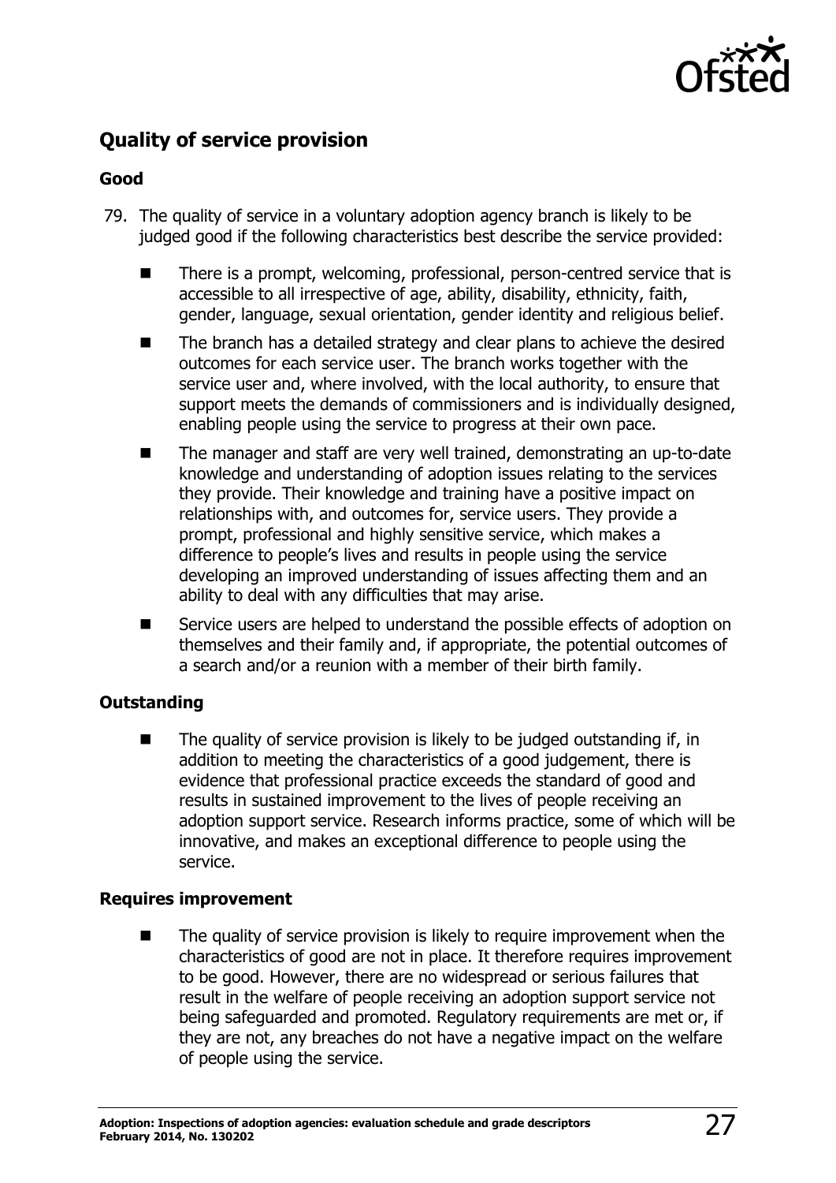## Quality of service provision

### Good

79. The quality of service in a voluntary adoption agency branch is likely to be judged good if the following characteristics best describe the service provided:

- There is a prompt, welcoming, professional, person-centred service that is accessible to all irrespective of age, ability, disability, ethnicity, faith, gender, language, sexual orientation, gender identity and religious belief.
- The branch has a detailed strategy and clear plans to achieve the desired outcomes for each service user. The branch works together with the service user and, where involved, with the local authority, to ensure that support meets the demands of commissioners and is individually designed, enabling people using the service to progress at their own pace.
- The manager and staff are very well trained, demonstrating an up-to-date knowledge and understanding of adoption issues relating to the services they provide. Their knowledge and training have a positive impact on relationships with, and outcomes for, service users. They provide a prompt, professional and highly sensitive service, which makes a difference to people's lives and results in people using the service developing an improved understanding of issues affecting them and an ability to deal with any difficulties that may arise.
- Service users are helped to understand the possible effects of adoption on themselves and their family and, if appropriate, the potential outcomes of a search and/or a reunion with a member of their birth family.

### Outstanding

- The quality of service provision is likely to be judged outstanding if, in addition to meeting the characteristics of a good judgement, there is evidence that professional practice exceeds the standard of good and results in sustained improvement to the lives of people receiving an adoption support service. Research informs practice, some of which will be innovative, and makes an exceptional difference to people using the service.

### Requires improvement

- The quality of service provision is likely to require improvement when the characteristics of good are not in place. It therefore requires improvement to be good. However, there are no widespread or serious failures that result in the welfare of people receiving an adoption support service not being safeguarded and promoted. Regulatory requirements are met or, if they are not, any breaches do not have a negative impact on the welfare of people using the service.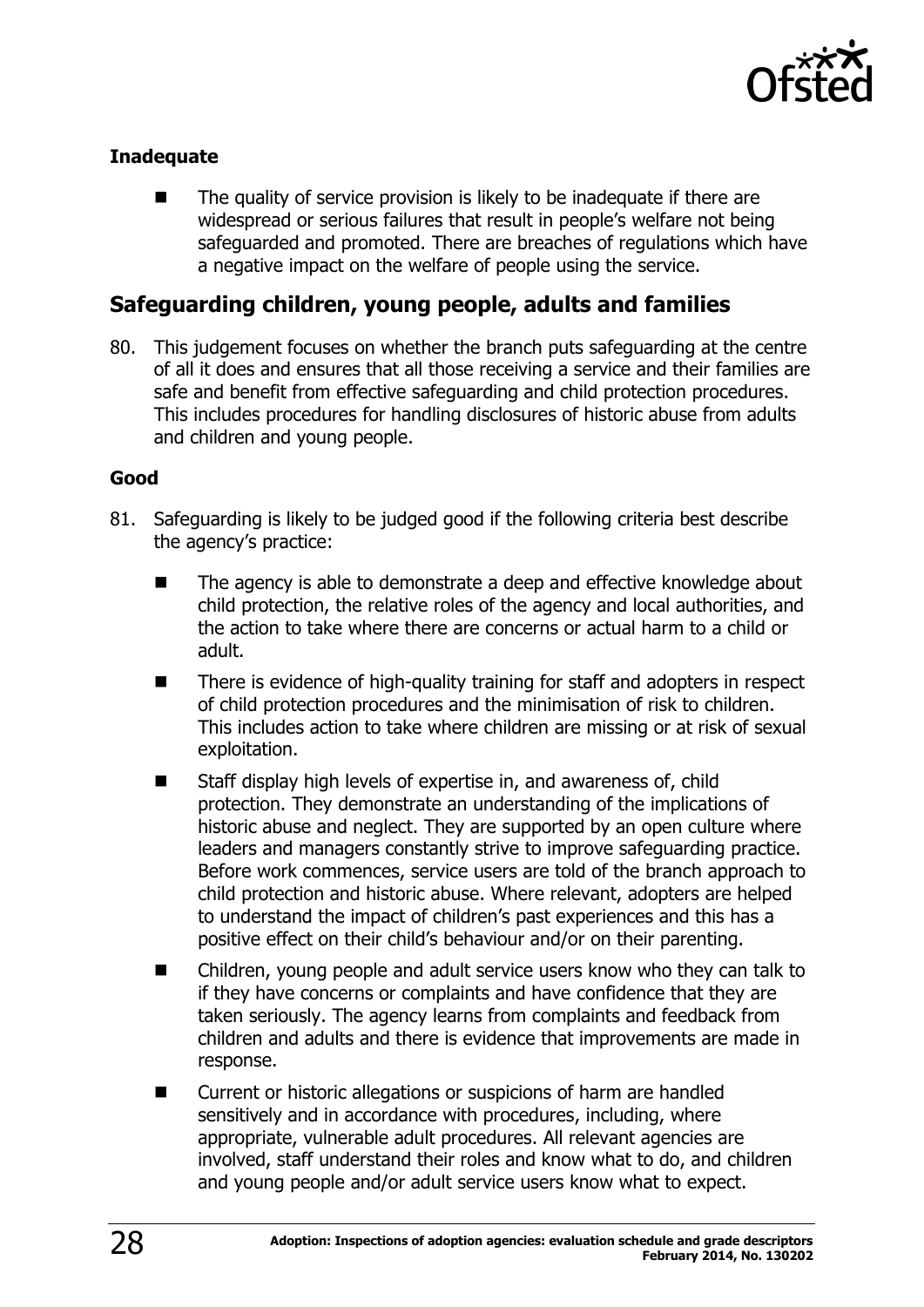### Inadequate

- The quality of service provision is likely to be inadequate if there are widespread or serious failures that result in people's welfare not being safeguarded and promoted. There are breaches of regulations which have a negative impact on the welfare of people using the service.

## Safeguarding children, young people, adults and families

80. This judgement focuses on whether the branch puts safeguarding at the centre of all it does and ensures that all those receiving a service and their families are safe and benefit from effective safeguarding and child protection procedures. This includes procedures for handling disclosures of historic abuse from adults and children and young people.

### Good

81. Safeguarding is likely to be judged good if the following criteria best describe the agency's practice:

    - The agency is able to demonstrate a deep and effective knowledge about child protection, the relative roles of the agency and local authorities, and the action to take where there are concerns or actual harm to a child or adult.
    - There is evidence of high-quality training for staff and adopters in respect of child protection procedures and the minimisation of risk to children. This includes action to take where children are missing or at risk of sexual exploitation.
    - Staff display high levels of expertise in, and awareness of, child protection. They demonstrate an understanding of the implications of historic abuse and neglect. They are supported by an open culture where leaders and managers constantly strive to improve safeguarding practice. Before work commences, service users are told of the branch approach to child protection and historic abuse. Where relevant, adopters are helped to understand the impact of children's past experiences and this has a positive effect on their child's behaviour and/or on their parenting.
    - Children, young people and adult service users know who they can talk to if they have concerns or complaints and have confidence that they are taken seriously. The agency learns from complaints and feedback from children and adults and there is evidence that improvements are made in response.
    - Current or historic allegations or suspicions of harm are handled sensitively and in accordance with procedures, including, where appropriate, vulnerable adult procedures. All relevant agencies are involved, staff understand their roles and know what to do, and children and young people and/or adult service users know what to expect.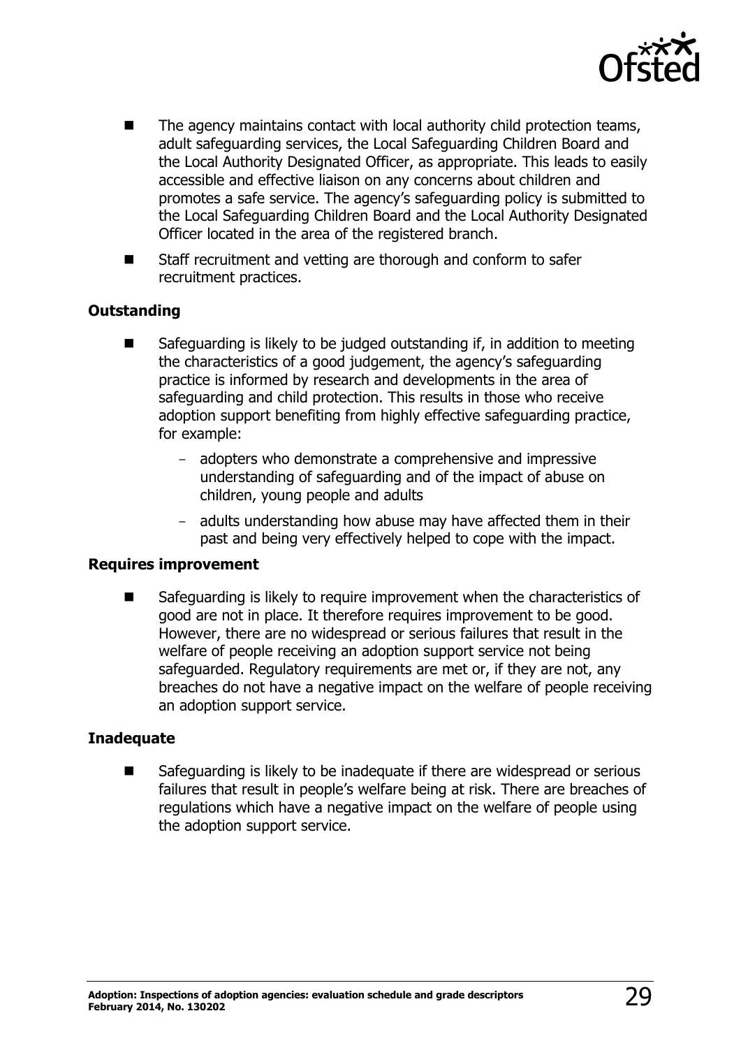- The agency maintains contact with local authority child protection teams, adult safeguarding services, the Local Safeguarding Children Board and the Local Authority Designated Officer, as appropriate. This leads to easily accessible and effective liaison on any concerns about children and promotes a safe service. The agency's safeguarding policy is submitted to the Local Safeguarding Children Board and the Local Authority Designated Officer located in the area of the registered branch.
- Staff recruitment and vetting are thorough and conform to safer recruitment practices.

**Outstanding**

- Safeguarding is likely to be judged outstanding if, in addition to meeting the characteristics of a good judgement, the agency's safeguarding practice is informed by research and developments in the area of safeguarding and child protection. This results in those who receive adoption support benefiting from highly effective safeguarding practice, for example:
  - adopters who demonstrate a comprehensive and impressive understanding of safeguarding and of the impact of abuse on children, young people and adults
  - adults understanding how abuse may have affected them in their past and being very effectively helped to cope with the impact.

**Requires improvement**

- Safeguarding is likely to require improvement when the characteristics of good are not in place. It therefore requires improvement to be good. However, there are no widespread or serious failures that result in the welfare of people receiving an adoption support service not being safeguarded. Regulatory requirements are met or, if they are not, any breaches do not have a negative impact on the welfare of people receiving an adoption support service.

**Inadequate**

- Safeguarding is likely to be inadequate if there are widespread or serious failures that result in people's welfare being at risk. There are breaches of regulations which have a negative impact on the welfare of people using the adoption support service.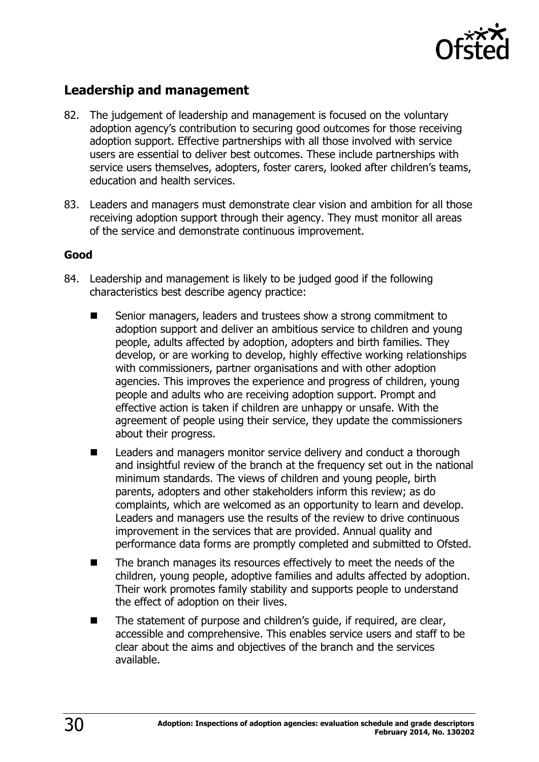## Leadership and management

82. The judgement of leadership and management is focused on the voluntary adoption agency's contribution to securing good outcomes for those receiving adoption support. Effective partnerships with all those involved with service users are essential to deliver best outcomes. These include partnerships with service users themselves, adopters, foster carers, looked after children's teams, education and health services.

83. Leaders and managers must demonstrate clear vision and ambition for all those receiving adoption support through their agency. They must monitor all areas of the service and demonstrate continuous improvement.

**Good**

84. Leadership and management is likely to be judged good if the following characteristics best describe agency practice:

   - Senior managers, leaders and trustees show a strong commitment to adoption support and deliver an ambitious service to children and young people, adults affected by adoption, adopters and birth families. They develop, or are working to develop, highly effective working relationships with commissioners, partner organisations and with other adoption agencies. This improves the experience and progress of children, young people and adults who are receiving adoption support. Prompt and effective action is taken if children are unhappy or unsafe. With the agreement of people using their service, they update the commissioners about their progress.
   - Leaders and managers monitor service delivery and conduct a thorough and insightful review of the branch at the frequency set out in the national minimum standards. The views of children and young people, birth parents, adopters and other stakeholders inform this review; as do complaints, which are welcomed as an opportunity to learn and develop. Leaders and managers use the results of the review to drive continuous improvement in the services that are provided. Annual quality and performance data forms are promptly completed and submitted to Ofsted.
   - The branch manages its resources effectively to meet the needs of the children, young people, adoptive families and adults affected by adoption. Their work promotes family stability and supports people to understand the effect of adoption on their lives.
   - The statement of purpose and children's guide, if required, are clear, accessible and comprehensive. This enables service users and staff to be clear about the aims and objectives of the branch and the services available.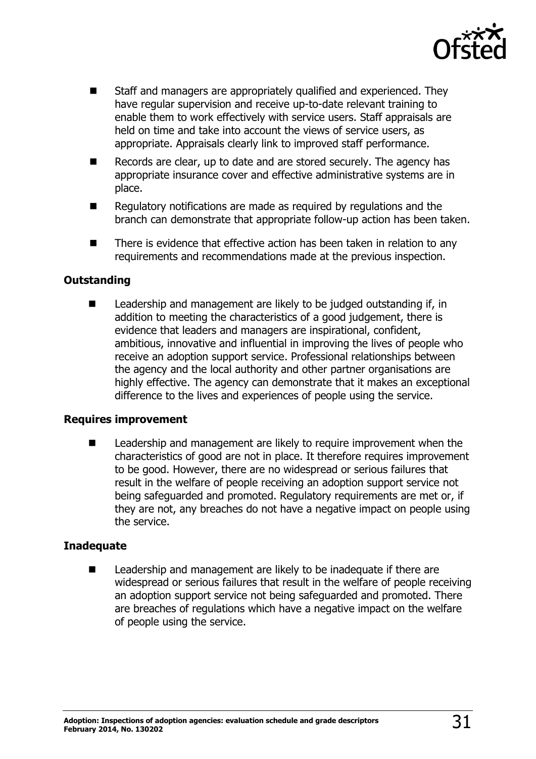- Staff and managers are appropriately qualified and experienced. They have regular supervision and receive up-to-date relevant training to enable them to work effectively with service users. Staff appraisals are held on time and take into account the views of service users, as appropriate. Appraisals clearly link to improved staff performance.
- Records are clear, up to date and are stored securely. The agency has appropriate insurance cover and effective administrative systems are in place.
- Regulatory notifications are made as required by regulations and the branch can demonstrate that appropriate follow-up action has been taken.
- There is evidence that effective action has been taken in relation to any requirements and recommendations made at the previous inspection.

**Outstanding**

- Leadership and management are likely to be judged outstanding if, in addition to meeting the characteristics of a good judgement, there is evidence that leaders and managers are inspirational, confident, ambitious, innovative and influential in improving the lives of people who receive an adoption support service. Professional relationships between the agency and the local authority and other partner organisations are highly effective. The agency can demonstrate that it makes an exceptional difference to the lives and experiences of people using the service.

**Requires improvement**

- Leadership and management are likely to require improvement when the characteristics of good are not in place. It therefore requires improvement to be good. However, there are no widespread or serious failures that result in the welfare of people receiving an adoption support service not being safeguarded and promoted. Regulatory requirements are met or, if they are not, any breaches do not have a negative impact on people using the service.

**Inadequate**

- Leadership and management are likely to be inadequate if there are widespread or serious failures that result in the welfare of people receiving an adoption support service not being safeguarded and promoted. There are breaches of regulations which have a negative impact on the welfare of people using the service.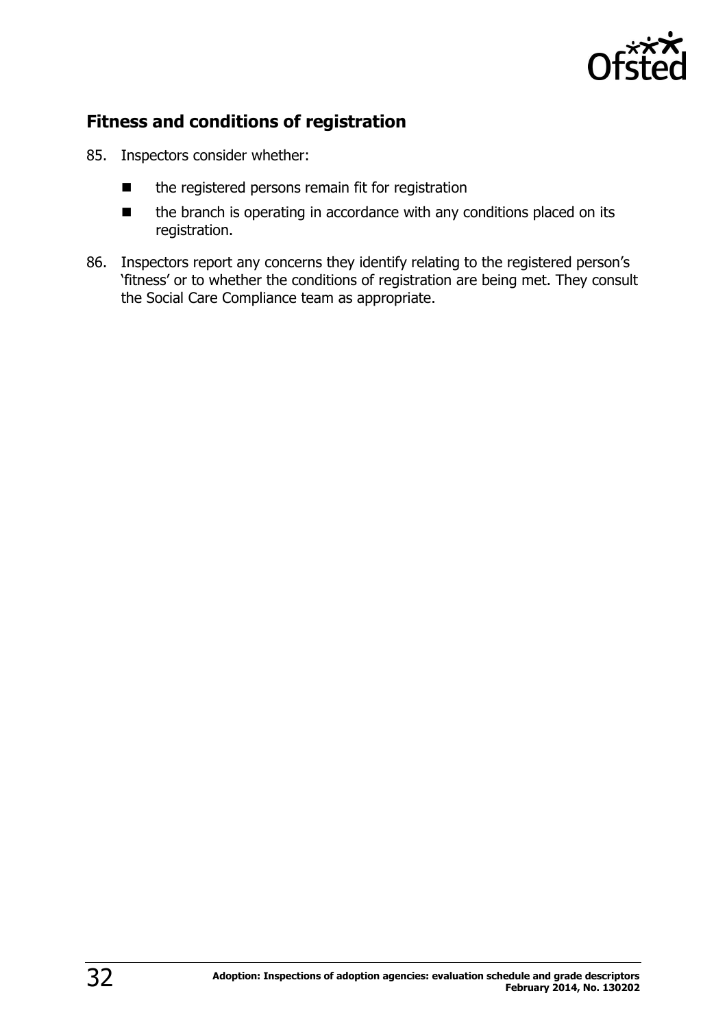## Fitness and conditions of registration

85. Inspectors consider whether:

    - the registered persons remain fit for registration
    - the branch is operating in accordance with any conditions placed on its registration.

86. Inspectors report any concerns they identify relating to the registered person's 'fitness' or to whether the conditions of registration are being met. They consult the Social Care Compliance team as appropriate.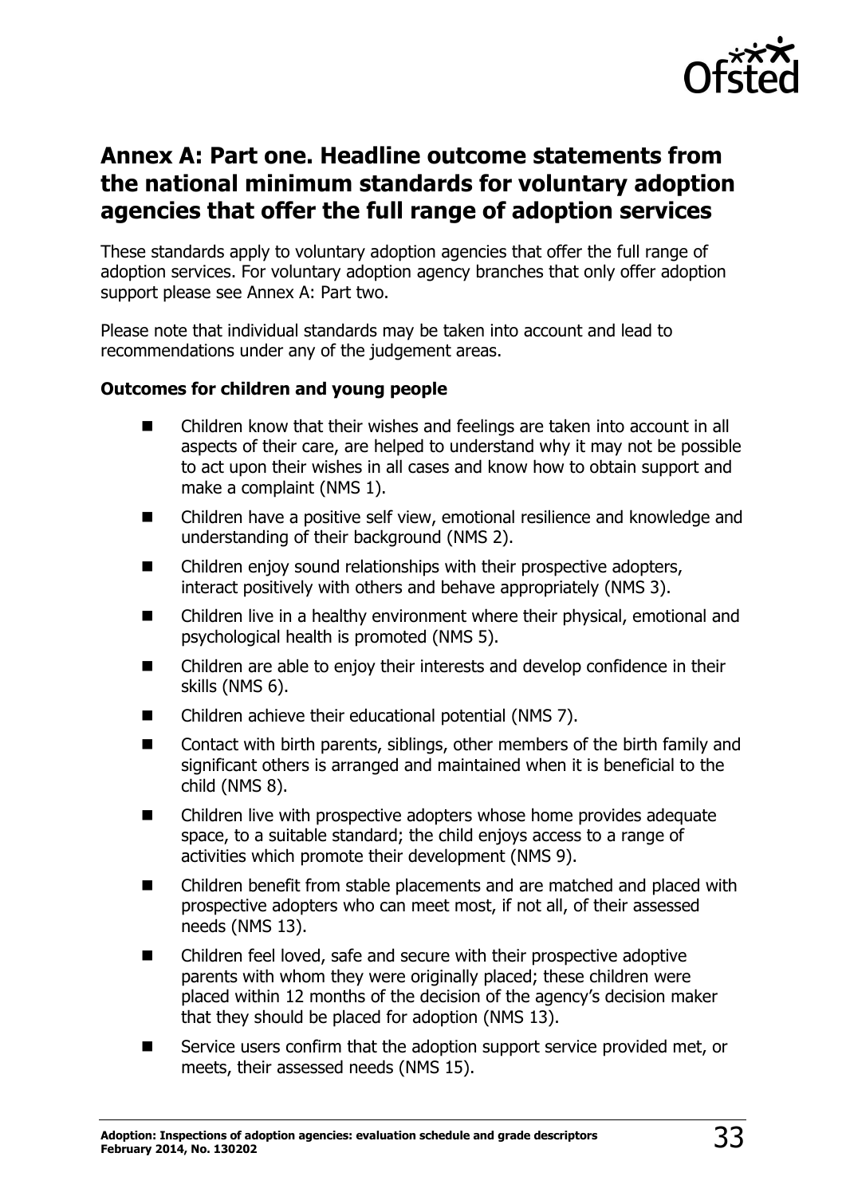## Annex A: Part one. Headline outcome statements from the national minimum standards for voluntary adoption agencies that offer the full range of adoption services

These standards apply to voluntary adoption agencies that offer the full range of adoption services. For voluntary adoption agency branches that only offer adoption support please see Annex A: Part two.

Please note that individual standards may be taken into account and lead to recommendations under any of the judgement areas.

**Outcomes for children and young people**

- Children know that their wishes and feelings are taken into account in all aspects of their care, are helped to understand why it may not be possible to act upon their wishes in all cases and know how to obtain support and make a complaint (NMS 1).
- Children have a positive self view, emotional resilience and knowledge and understanding of their background (NMS 2).
- Children enjoy sound relationships with their prospective adopters, interact positively with others and behave appropriately (NMS 3).
- Children live in a healthy environment where their physical, emotional and psychological health is promoted (NMS 5).
- Children are able to enjoy their interests and develop confidence in their skills (NMS 6).
- Children achieve their educational potential (NMS 7).
- Contact with birth parents, siblings, other members of the birth family and significant others is arranged and maintained when it is beneficial to the child (NMS 8).
- Children live with prospective adopters whose home provides adequate space, to a suitable standard; the child enjoys access to a range of activities which promote their development (NMS 9).
- Children benefit from stable placements and are matched and placed with prospective adopters who can meet most, if not all, of their assessed needs (NMS 13).
- Children feel loved, safe and secure with their prospective adoptive parents with whom they were originally placed; these children were placed within 12 months of the decision of the agency's decision maker that they should be placed for adoption (NMS 13).
- Service users confirm that the adoption support service provided met, or meets, their assessed needs (NMS 15).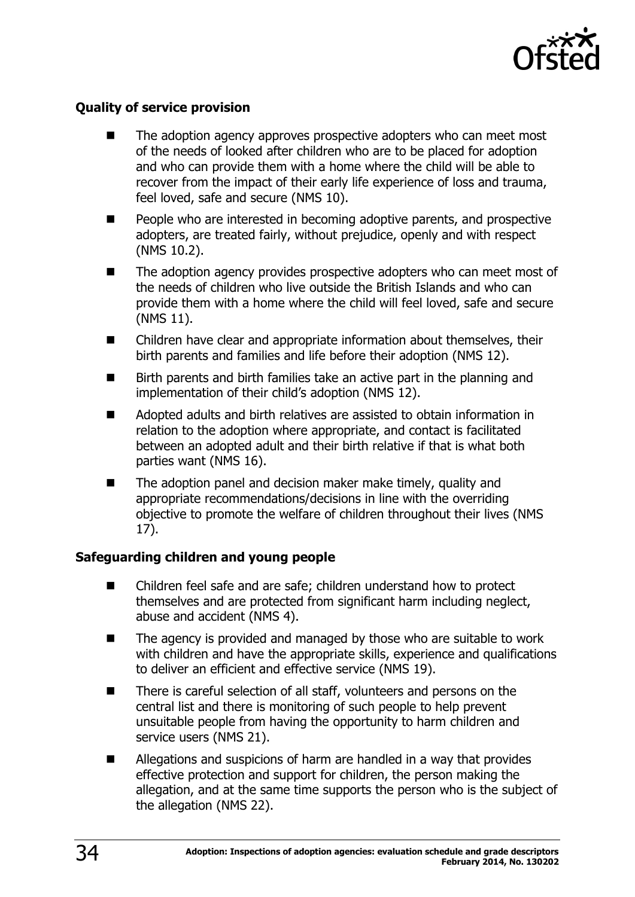**Quality of service provision**

- The adoption agency approves prospective adopters who can meet most of the needs of looked after children who are to be placed for adoption and who can provide them with a home where the child will be able to recover from the impact of their early life experience of loss and trauma, feel loved, safe and secure (NMS 10).
- People who are interested in becoming adoptive parents, and prospective adopters, are treated fairly, without prejudice, openly and with respect (NMS 10.2).
- The adoption agency provides prospective adopters who can meet most of the needs of children who live outside the British Islands and who can provide them with a home where the child will feel loved, safe and secure (NMS 11).
- Children have clear and appropriate information about themselves, their birth parents and families and life before their adoption (NMS 12).
- Birth parents and birth families take an active part in the planning and implementation of their child's adoption (NMS 12).
- Adopted adults and birth relatives are assisted to obtain information in relation to the adoption where appropriate, and contact is facilitated between an adopted adult and their birth relative if that is what both parties want (NMS 16).
- The adoption panel and decision maker make timely, quality and appropriate recommendations/decisions in line with the overriding objective to promote the welfare of children throughout their lives (NMS 17).

**Safeguarding children and young people**

- Children feel safe and are safe; children understand how to protect themselves and are protected from significant harm including neglect, abuse and accident (NMS 4).
- The agency is provided and managed by those who are suitable to work with children and have the appropriate skills, experience and qualifications to deliver an efficient and effective service (NMS 19).
- There is careful selection of all staff, volunteers and persons on the central list and there is monitoring of such people to help prevent unsuitable people from having the opportunity to harm children and service users (NMS 21).
- Allegations and suspicions of harm are handled in a way that provides effective protection and support for children, the person making the allegation, and at the same time supports the person who is the subject of the allegation (NMS 22).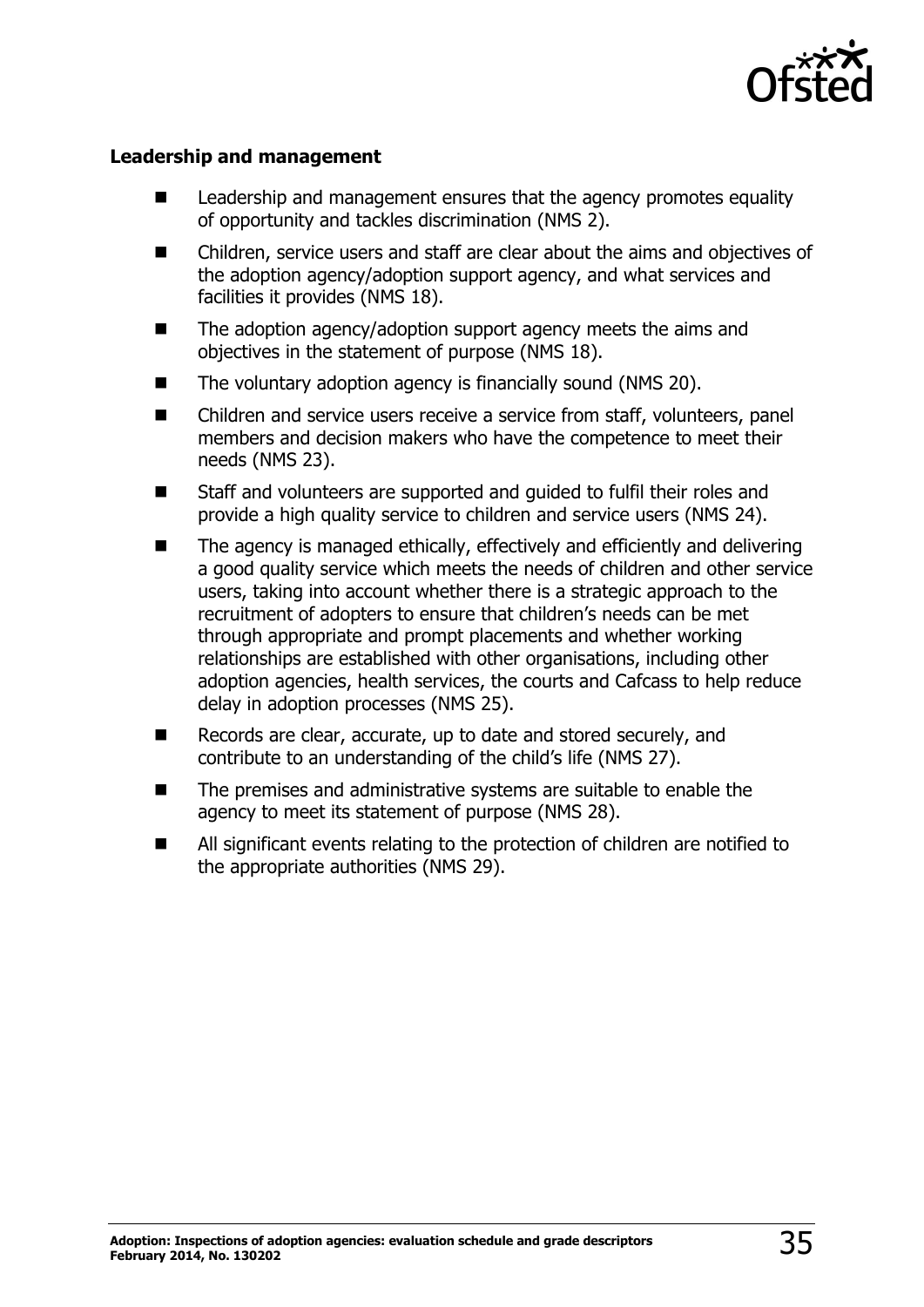**Leadership and management**

- Leadership and management ensures that the agency promotes equality of opportunity and tackles discrimination (NMS 2).
- Children, service users and staff are clear about the aims and objectives of the adoption agency/adoption support agency, and what services and facilities it provides (NMS 18).
- The adoption agency/adoption support agency meets the aims and objectives in the statement of purpose (NMS 18).
- The voluntary adoption agency is financially sound (NMS 20).
- Children and service users receive a service from staff, volunteers, panel members and decision makers who have the competence to meet their needs (NMS 23).
- Staff and volunteers are supported and guided to fulfil their roles and provide a high quality service to children and service users (NMS 24).
- The agency is managed ethically, effectively and efficiently and delivering a good quality service which meets the needs of children and other service users, taking into account whether there is a strategic approach to the recruitment of adopters to ensure that children's needs can be met through appropriate and prompt placements and whether working relationships are established with other organisations, including other adoption agencies, health services, the courts and Cafcass to help reduce delay in adoption processes (NMS 25).
- Records are clear, accurate, up to date and stored securely, and contribute to an understanding of the child's life (NMS 27).
- The premises and administrative systems are suitable to enable the agency to meet its statement of purpose (NMS 28).
- All significant events relating to the protection of children are notified to the appropriate authorities (NMS 29).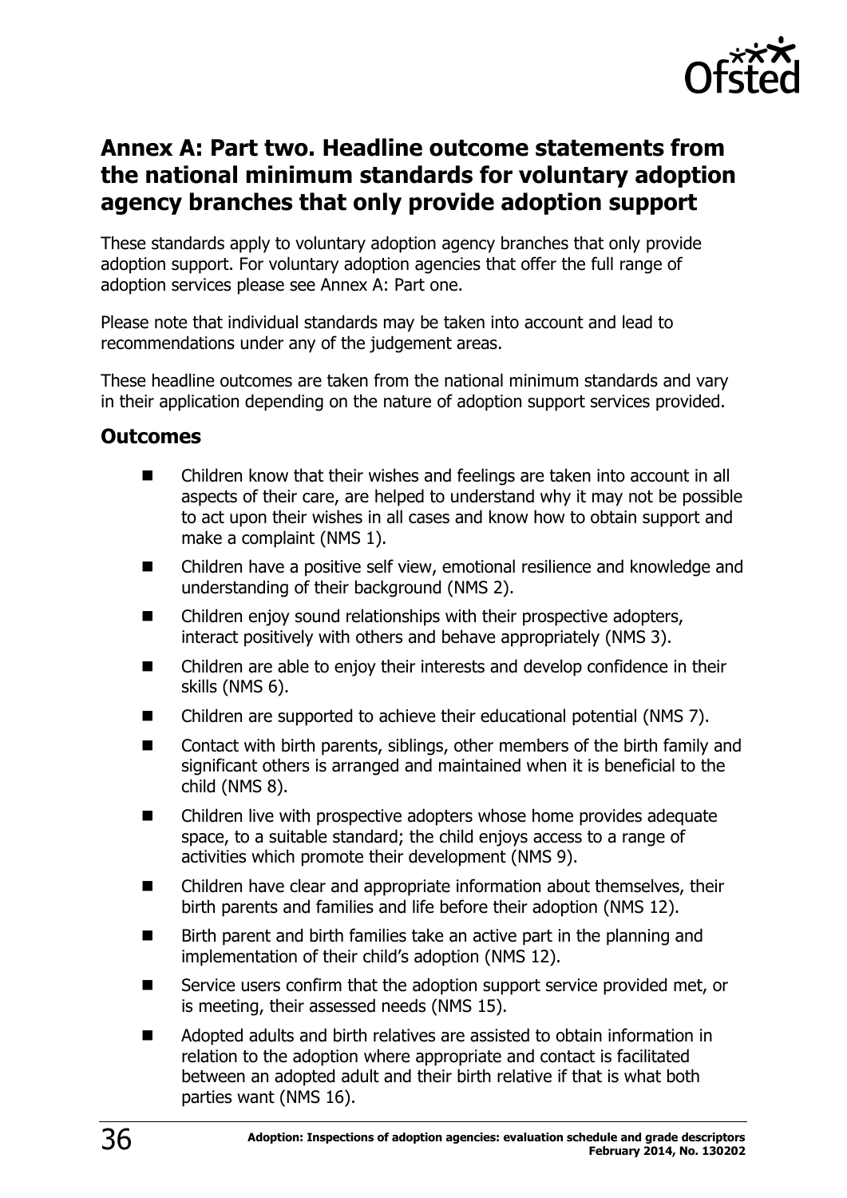## Annex A: Part two. Headline outcome statements from the national minimum standards for voluntary adoption agency branches that only provide adoption support

These standards apply to voluntary adoption agency branches that only provide adoption support. For voluntary adoption agencies that offer the full range of adoption services please see Annex A: Part one.

Please note that individual standards may be taken into account and lead to recommendations under any of the judgement areas.

These headline outcomes are taken from the national minimum standards and vary in their application depending on the nature of adoption support services provided.

### Outcomes

- Children know that their wishes and feelings are taken into account in all aspects of their care, are helped to understand why it may not be possible to act upon their wishes in all cases and know how to obtain support and make a complaint (NMS 1).
- Children have a positive self view, emotional resilience and knowledge and understanding of their background (NMS 2).
- Children enjoy sound relationships with their prospective adopters, interact positively with others and behave appropriately (NMS 3).
- Children are able to enjoy their interests and develop confidence in their skills (NMS 6).
- Children are supported to achieve their educational potential (NMS 7).
- Contact with birth parents, siblings, other members of the birth family and significant others is arranged and maintained when it is beneficial to the child (NMS 8).
- Children live with prospective adopters whose home provides adequate space, to a suitable standard; the child enjoys access to a range of activities which promote their development (NMS 9).
- Children have clear and appropriate information about themselves, their birth parents and families and life before their adoption (NMS 12).
- Birth parent and birth families take an active part in the planning and implementation of their child's adoption (NMS 12).
- Service users confirm that the adoption support service provided met, or is meeting, their assessed needs (NMS 15).
- Adopted adults and birth relatives are assisted to obtain information in relation to the adoption where appropriate and contact is facilitated between an adopted adult and their birth relative if that is what both parties want (NMS 16).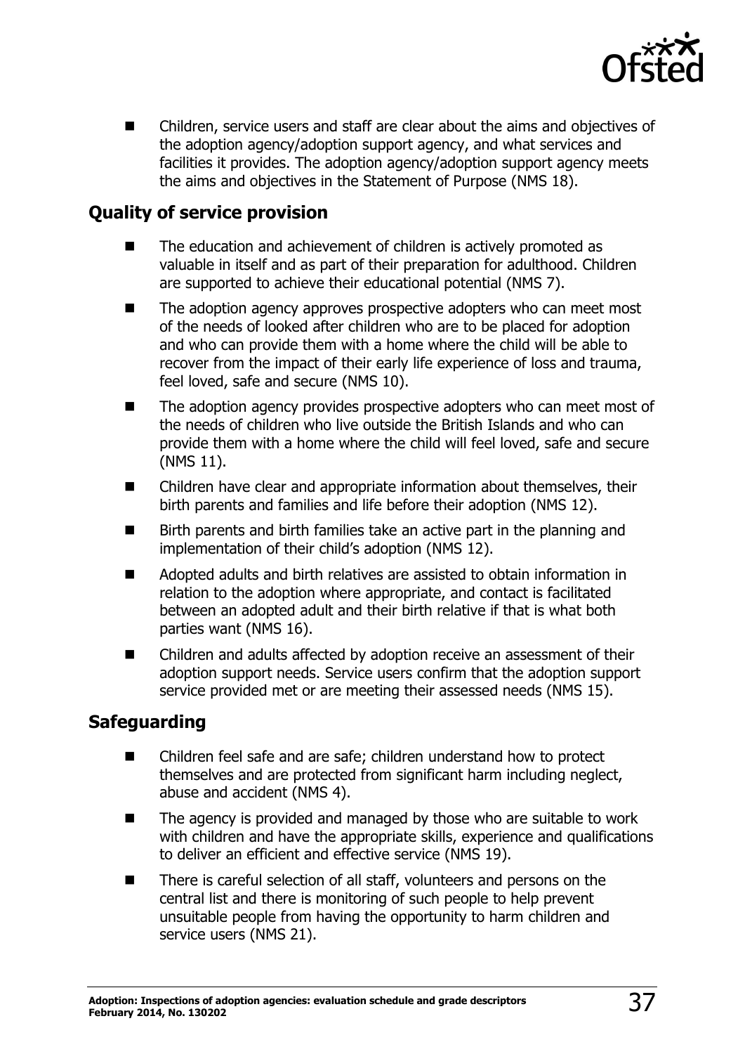- Children, service users and staff are clear about the aims and objectives of the adoption agency/adoption support agency, and what services and facilities it provides. The adoption agency/adoption support agency meets the aims and objectives in the Statement of Purpose (NMS 18).

## Quality of service provision

- The education and achievement of children is actively promoted as valuable in itself and as part of their preparation for adulthood. Children are supported to achieve their educational potential (NMS 7).
- The adoption agency approves prospective adopters who can meet most of the needs of looked after children who are to be placed for adoption and who can provide them with a home where the child will be able to recover from the impact of their early life experience of loss and trauma, feel loved, safe and secure (NMS 10).
- The adoption agency provides prospective adopters who can meet most of the needs of children who live outside the British Islands and who can provide them with a home where the child will feel loved, safe and secure (NMS 11).
- Children have clear and appropriate information about themselves, their birth parents and families and life before their adoption (NMS 12).
- Birth parents and birth families take an active part in the planning and implementation of their child's adoption (NMS 12).
- Adopted adults and birth relatives are assisted to obtain information in relation to the adoption where appropriate, and contact is facilitated between an adopted adult and their birth relative if that is what both parties want (NMS 16).
- Children and adults affected by adoption receive an assessment of their adoption support needs. Service users confirm that the adoption support service provided met or are meeting their assessed needs (NMS 15).

## Safeguarding

- Children feel safe and are safe; children understand how to protect themselves and are protected from significant harm including neglect, abuse and accident (NMS 4).
- The agency is provided and managed by those who are suitable to work with children and have the appropriate skills, experience and qualifications to deliver an efficient and effective service (NMS 19).
- There is careful selection of all staff, volunteers and persons on the central list and there is monitoring of such people to help prevent unsuitable people from having the opportunity to harm children and service users (NMS 21).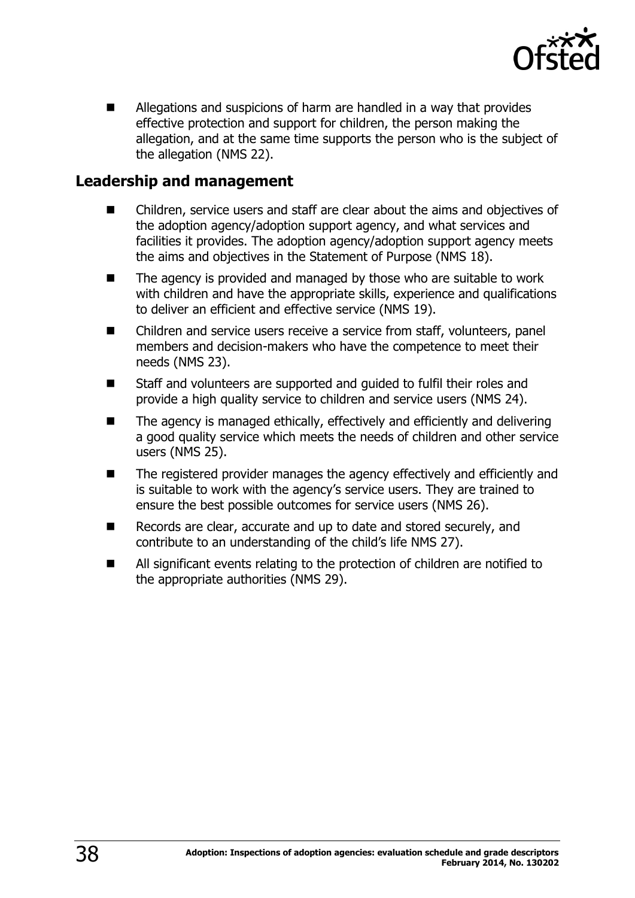- Allegations and suspicions of harm are handled in a way that provides effective protection and support for children, the person making the allegation, and at the same time supports the person who is the subject of the allegation (NMS 22).

## Leadership and management

- Children, service users and staff are clear about the aims and objectives of the adoption agency/adoption support agency, and what services and facilities it provides. The adoption agency/adoption support agency meets the aims and objectives in the Statement of Purpose (NMS 18).
- The agency is provided and managed by those who are suitable to work with children and have the appropriate skills, experience and qualifications to deliver an efficient and effective service (NMS 19).
- Children and service users receive a service from staff, volunteers, panel members and decision-makers who have the competence to meet their needs (NMS 23).
- Staff and volunteers are supported and guided to fulfil their roles and provide a high quality service to children and service users (NMS 24).
- The agency is managed ethically, effectively and efficiently and delivering a good quality service which meets the needs of children and other service users (NMS 25).
- The registered provider manages the agency effectively and efficiently and is suitable to work with the agency's service users. They are trained to ensure the best possible outcomes for service users (NMS 26).
- Records are clear, accurate and up to date and stored securely, and contribute to an understanding of the child's life NMS 27).
- All significant events relating to the protection of children are notified to the appropriate authorities (NMS 29).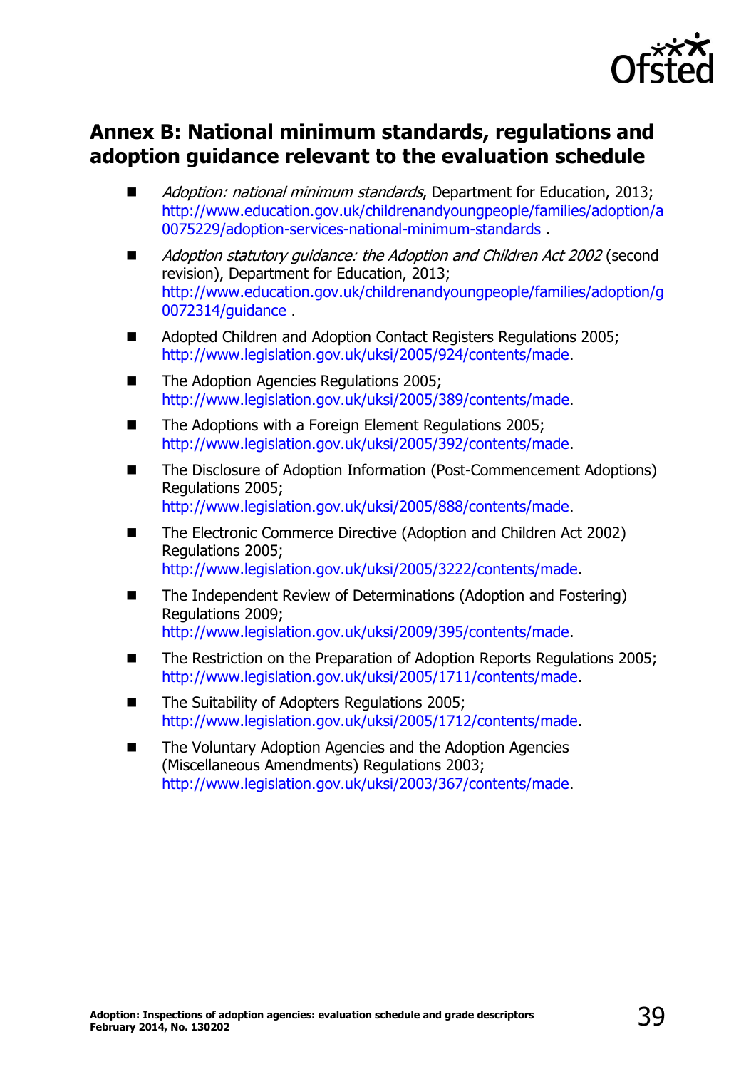## Annex B: National minimum standards, regulations and adoption guidance relevant to the evaluation schedule

- *Adoption: national minimum standards*, Department for Education, 2013; http://www.education.gov.uk/childrenandyoungpeople/families/adoption/a0075229/adoption-services-national-minimum-standards .
- *Adoption statutory guidance: the Adoption and Children Act 2002* (second revision), Department for Education, 2013; http://www.education.gov.uk/childrenandyoungpeople/families/adoption/g0072314/guidance .
- Adopted Children and Adoption Contact Registers Regulations 2005; http://www.legislation.gov.uk/uksi/2005/924/contents/made.
- The Adoption Agencies Regulations 2005; http://www.legislation.gov.uk/uksi/2005/389/contents/made.
- The Adoptions with a Foreign Element Regulations 2005; http://www.legislation.gov.uk/uksi/2005/392/contents/made.
- The Disclosure of Adoption Information (Post-Commencement Adoptions) Regulations 2005; http://www.legislation.gov.uk/uksi/2005/888/contents/made.
- The Electronic Commerce Directive (Adoption and Children Act 2002) Regulations 2005; http://www.legislation.gov.uk/uksi/2005/3222/contents/made.
- The Independent Review of Determinations (Adoption and Fostering) Regulations 2009; http://www.legislation.gov.uk/uksi/2009/395/contents/made.
- The Restriction on the Preparation of Adoption Reports Regulations 2005; http://www.legislation.gov.uk/uksi/2005/1711/contents/made.
- The Suitability of Adopters Regulations 2005; http://www.legislation.gov.uk/uksi/2005/1712/contents/made.
- The Voluntary Adoption Agencies and the Adoption Agencies (Miscellaneous Amendments) Regulations 2003; http://www.legislation.gov.uk/uksi/2003/367/contents/made.